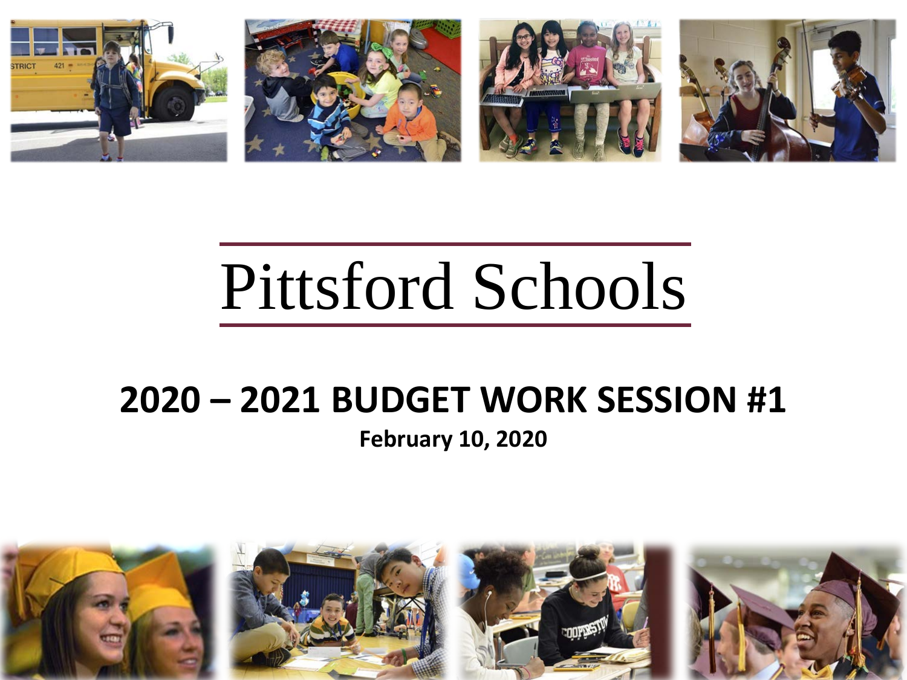# Pittsford Schools

## 2020 – 2021 BUDGET WORK SESSION #1

**February 10, 2020**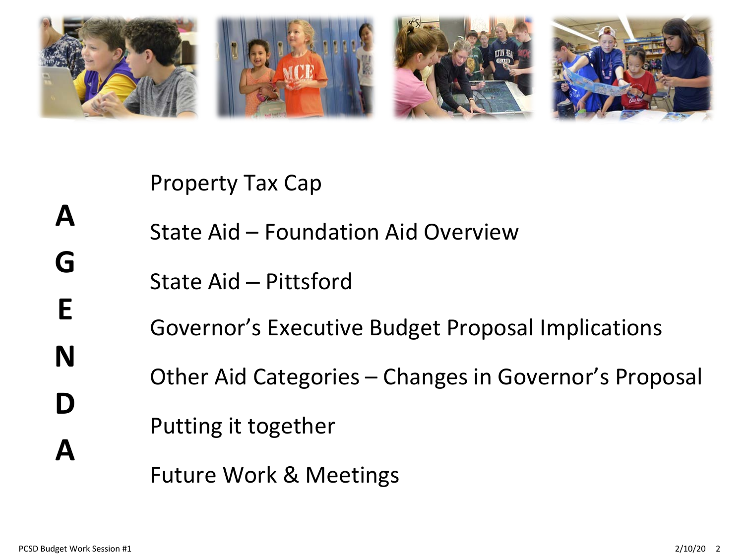# AGENDA

- Property Tax Cap
- State Aid – Foundation Aid Overview
- State Aid – Pittsford
- Governor's Executive Budget Proposal Implications
- Other Aid Categories – Changes in Governor's Proposal
- Putting it together
- Future Work & Meetings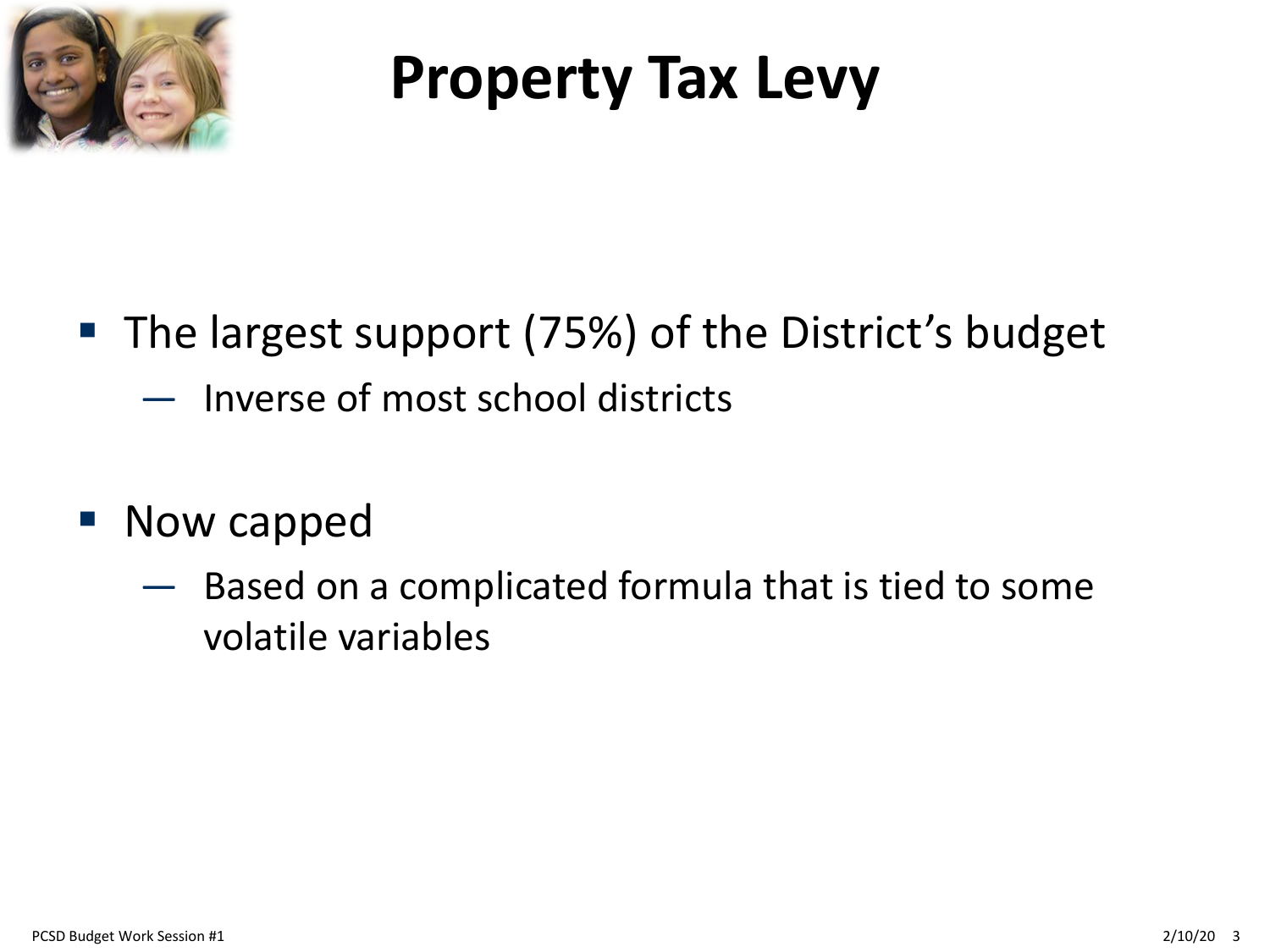# Property Tax Levy

- The largest support (75%) of the District's budget
  - Inverse of most school districts
- Now capped
  - Based on a complicated formula that is tied to some volatile variables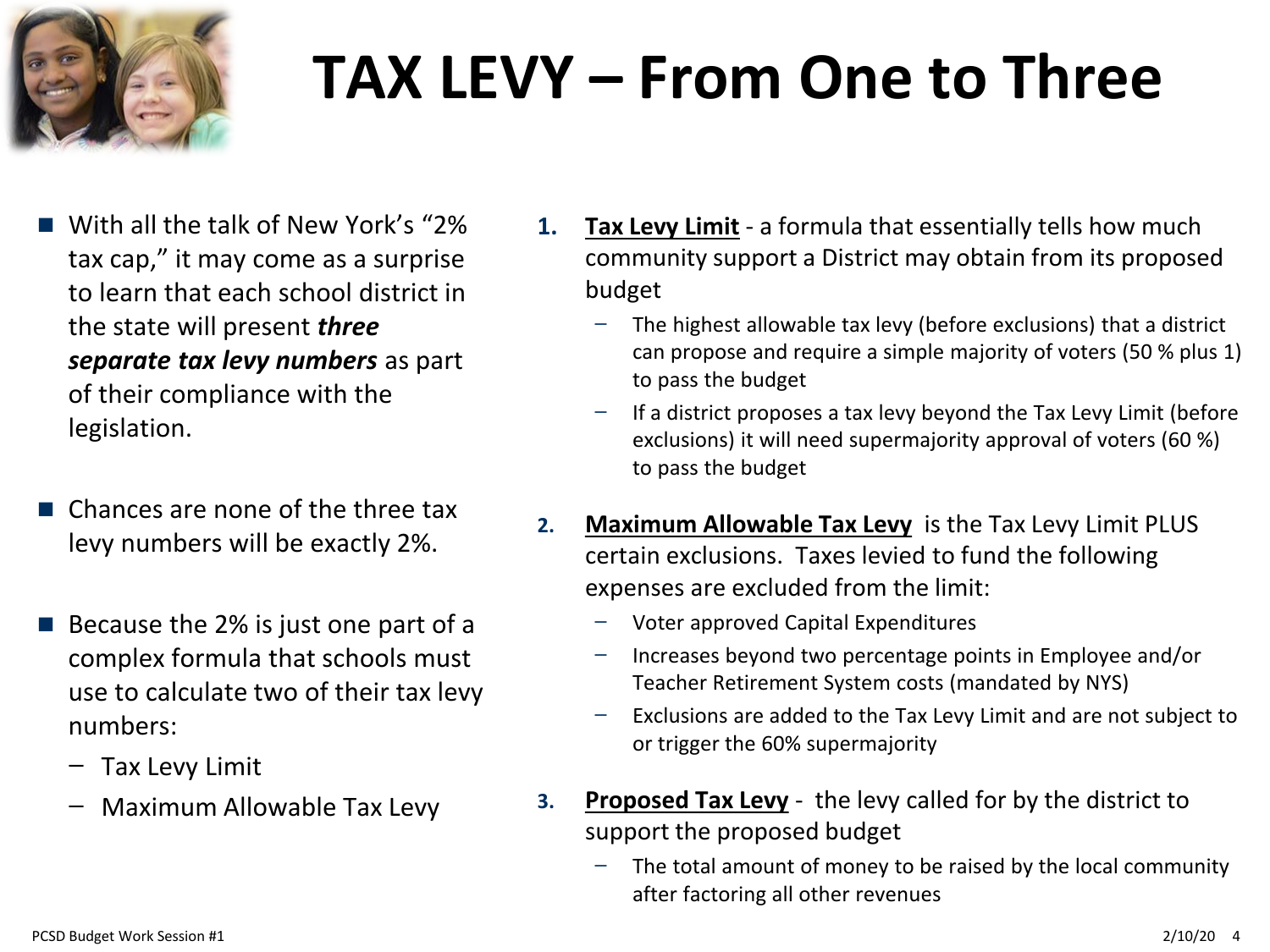# TAX LEVY – From One to Three

- With all the talk of New York's "2% tax cap," it may come as a surprise to learn that each school district in the state will present ***three separate tax levy numbers*** as part of their compliance with the legislation.
- Chances are none of the three tax levy numbers will be exactly 2%.
- Because the 2% is just one part of a complex formula that schools must use to calculate two of their tax levy numbers:
  - Tax Levy Limit
  - Maximum Allowable Tax Levy

1. **Tax Levy Limit** - a formula that essentially tells how much community support a District may obtain from its proposed budget
   - The highest allowable tax levy (before exclusions) that a district can propose and require a simple majority of voters (50 % plus 1) to pass the budget
   - If a district proposes a tax levy beyond the Tax Levy Limit (before exclusions) it will need supermajority approval of voters (60 %) to pass the budget
2. **Maximum Allowable Tax Levy** is the Tax Levy Limit PLUS certain exclusions. Taxes levied to fund the following expenses are excluded from the limit:
   - Voter approved Capital Expenditures
   - Increases beyond two percentage points in Employee and/or Teacher Retirement System costs (mandated by NYS)
   - Exclusions are added to the Tax Levy Limit and are not subject to or trigger the 60% supermajority
3. **Proposed Tax Levy** - the levy called for by the district to support the proposed budget
   - The total amount of money to be raised by the local community after factoring all other revenues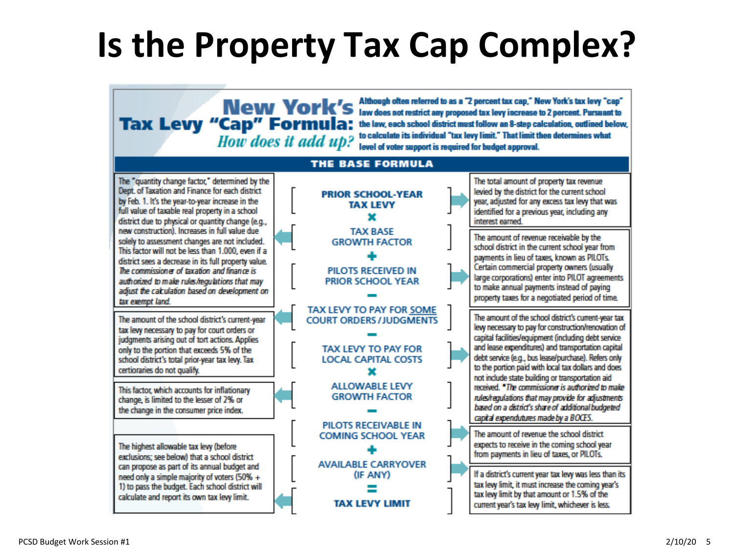# Is the Property Tax Cap Complex?

## New York's Tax Levy "Cap" Formula: *How does it add up?*

**Although often referred to as a "2 percent tax cap," New York's tax levy "cap" law does not restrict any proposed tax levy increase to 2 percent. Pursuant to the law, each school district must follow an 8-step calculation, outlined below, to calculate its individual "tax levy limit." That limit then determines what level of voter support is required for budget approval.**

### THE BASE FORMULA

**PRIOR SCHOOL-YEAR TAX LEVY** — The total amount of property tax revenue levied by the district for the current school year, adjusted for any excess tax levy that was identified for a previous year, including any interest earned.

**×**

**TAX BASE GROWTH FACTOR** — The "quantity change factor," determined by the Dept. of Taxation and Finance for each district by Feb. 1. It's the year-to-year increase in the full value of taxable real property in a school district due to physical or quantity change (e.g., new construction). Increases in full value due solely to assessment changes are not included. This factor will not be less than 1.000, even if a district sees a decrease in its full property value. *The commissioner of taxation and finance is authorized to make rules/regulations that may adjust the calculation based on development on tax exempt land.*

**+**

**PILOTS RECEIVED IN PRIOR SCHOOL YEAR** — The amount of revenue receivable by the school district in the current school year from payments in lieu of taxes, known as PILOTs. Certain commercial property owners (usually large corporations) enter into PILOT agreements to make annual payments instead of paying property taxes for a negotiated period of time.

**−**

**TAX LEVY TO PAY FOR SOME COURT ORDERS / JUDGMENTS** — The amount of the school district's current-year tax levy necessary to pay for court orders or judgments arising out of tort actions. Applies only to the portion that exceeds 5% of the school district's total prior-year tax levy. Tax certioraries do not qualify.

**−**

**TAX LEVY TO PAY FOR LOCAL CAPITAL COSTS** — The amount of the school district's current-year tax levy necessary to pay for construction/renovation of capital facilities/equipment (including debt service and lease expenditures) and transportation capital debt service (e.g., bus lease/purchase). Refers only to the portion paid with local tax dollars and does not include state building or transportation aid received. *\*The commissioner is authorized to make rules/regulations that may provide for adjustments based on a district's share of additional budgeted capital expenditures made by a BOCES.*

**×**

**ALLOWABLE LEVY GROWTH FACTOR** — This factor, which accounts for inflationary change, is limited to the lesser of 2% or the change in the consumer price index.

**−**

**PILOTS RECEIVABLE IN COMING SCHOOL YEAR** — The amount of revenue the school district expects to receive in the coming school year from payments in lieu of taxes, or PILOTs.

**+**

**AVAILABLE CARRYOVER (IF ANY)** — If a district's current year tax levy was less than its tax levy limit, it must increase the coming year's tax levy limit by that amount or 1.5% of the current year's tax levy limit, whichever is less.

**=**

**TAX LEVY LIMIT** — The highest allowable tax levy (before exclusions; see below) that a school district can propose as part of its annual budget and need only a simple majority of voters (50% + 1) to pass the budget. Each school district will calculate and report its own tax levy limit.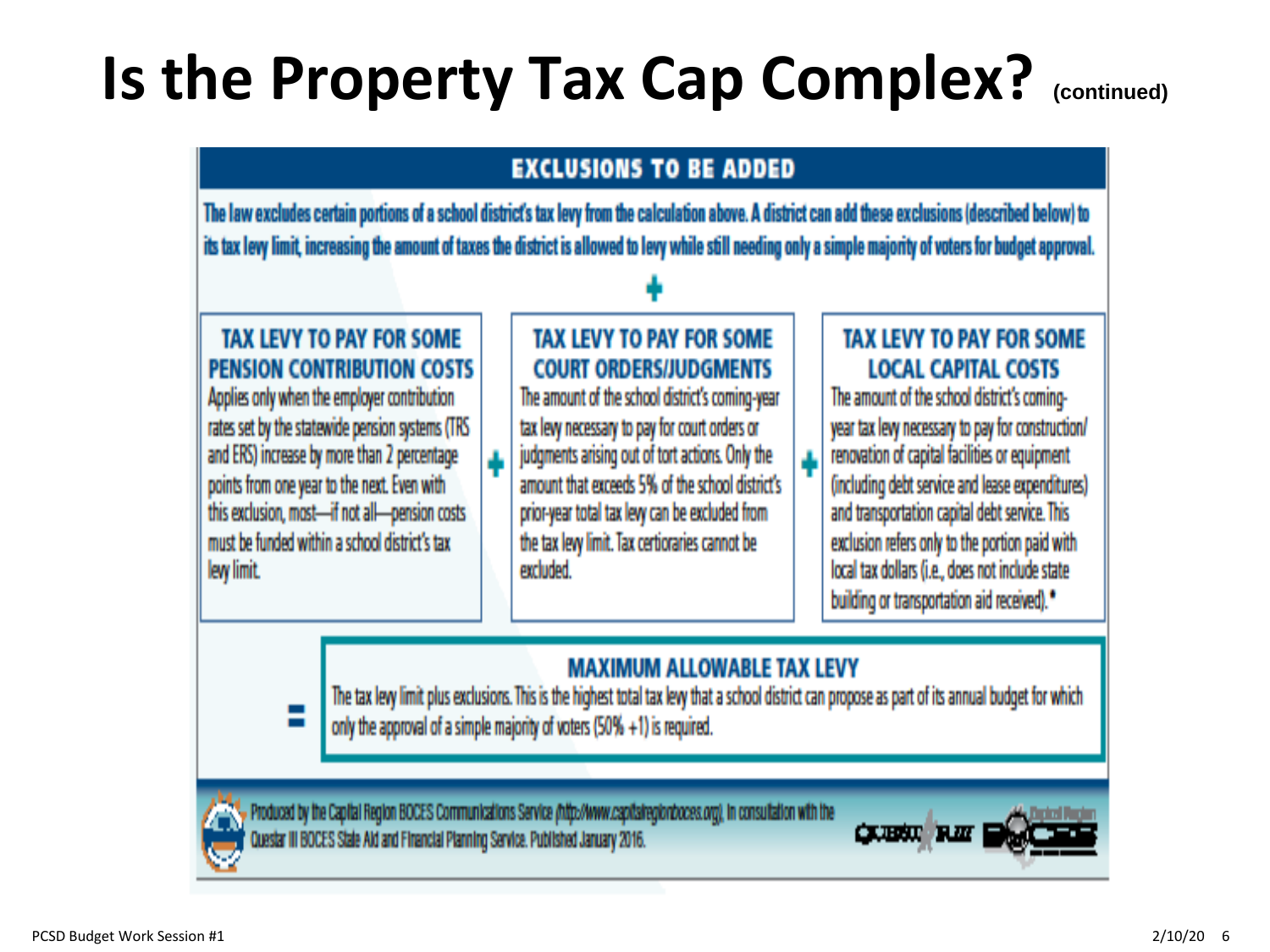# Is the Property Tax Cap Complex? (continued)

## EXCLUSIONS TO BE ADDED

The law excludes certain portions of a school district's tax levy from the calculation above. A district can add these exclusions (described below) to its tax levy limit, increasing the amount of taxes the district is allowed to levy while still needing only a simple majority of voters for budget approval.

+

### TAX LEVY TO PAY FOR SOME PENSION CONTRIBUTION COSTS

Applies only when the employer contribution rates set by the statewide pension systems (TRS and ERS) increase by more than 2 percentage points from one year to the next. Even with this exclusion, most—if not all—pension costs must be funded within a school district's tax levy limit.

+

### TAX LEVY TO PAY FOR SOME COURT ORDERS/JUDGMENTS

The amount of the school district's coming-year tax levy necessary to pay for court orders or judgments arising out of tort actions. Only the amount that exceeds 5% of the school district's prior-year total tax levy can be excluded from the tax levy limit. Tax certioraries cannot be excluded.

+

### TAX LEVY TO PAY FOR SOME LOCAL CAPITAL COSTS

The amount of the school district's coming-year tax levy necessary to pay for construction/renovation of capital facilities or equipment (including debt service and lease expenditures) and transportation capital debt service. This exclusion refers only to the portion paid with local tax dollars (i.e., does not include state building or transportation aid received).*

=

### MAXIMUM ALLOWABLE TAX LEVY

The tax levy limit plus exclusions. This is the highest total tax levy that a school district can propose as part of its annual budget for which only the approval of a simple majority of voters (50% +1) is required.

Produced by the Capital Region BOCES Communications Service (http://www.capitalregionboces.org), in consultation with the Questar III BOCES State Aid and Financial Planning Service. Published January 2016.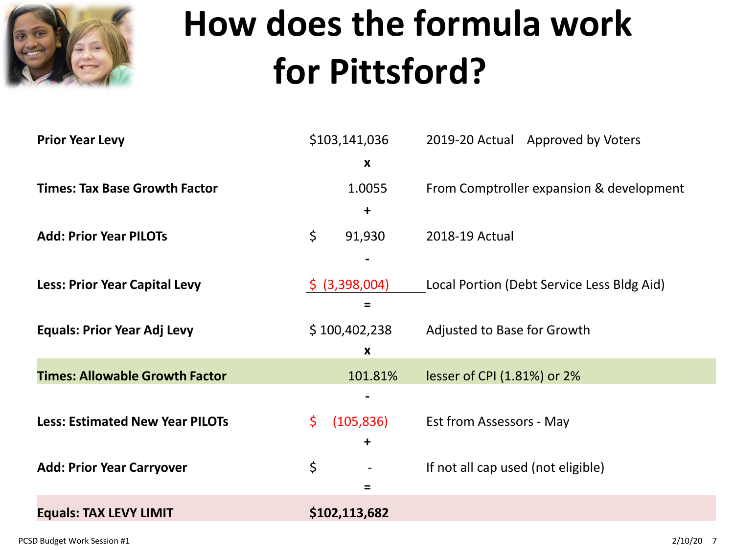# How does the formula work for Pittsford?

| | | |
|---|---|---|
| **Prior Year Levy** | $103,141,036 | 2019-20 Actual Approved by Voters |
| | x | |
| **Times: Tax Base Growth Factor** | 1.0055 | From Comptroller expansion & development |
| | + | |
| **Add: Prior Year PILOTs** | $ 91,930 | 2018-19 Actual |
| | - | |
| **Less: Prior Year Capital Levy** | $ (3,398,004) | Local Portion (Debt Service Less Bldg Aid) |
| | = | |
| **Equals: Prior Year Adj Levy** | $ 100,402,238 | Adjusted to Base for Growth |
| | x | |
| **Times: Allowable Growth Factor** | 101.81% | lesser of CPI (1.81%) or 2% |
| | - | |
| **Less: Estimated New Year PILOTs** | $ (105,836) | Est from Assessors - May |
| | + | |
| **Add: Prior Year Carryover** | $ - | If not all cap used (not eligible) |
| | = | |
| **Equals: TAX LEVY LIMIT** | **$102,113,682** | |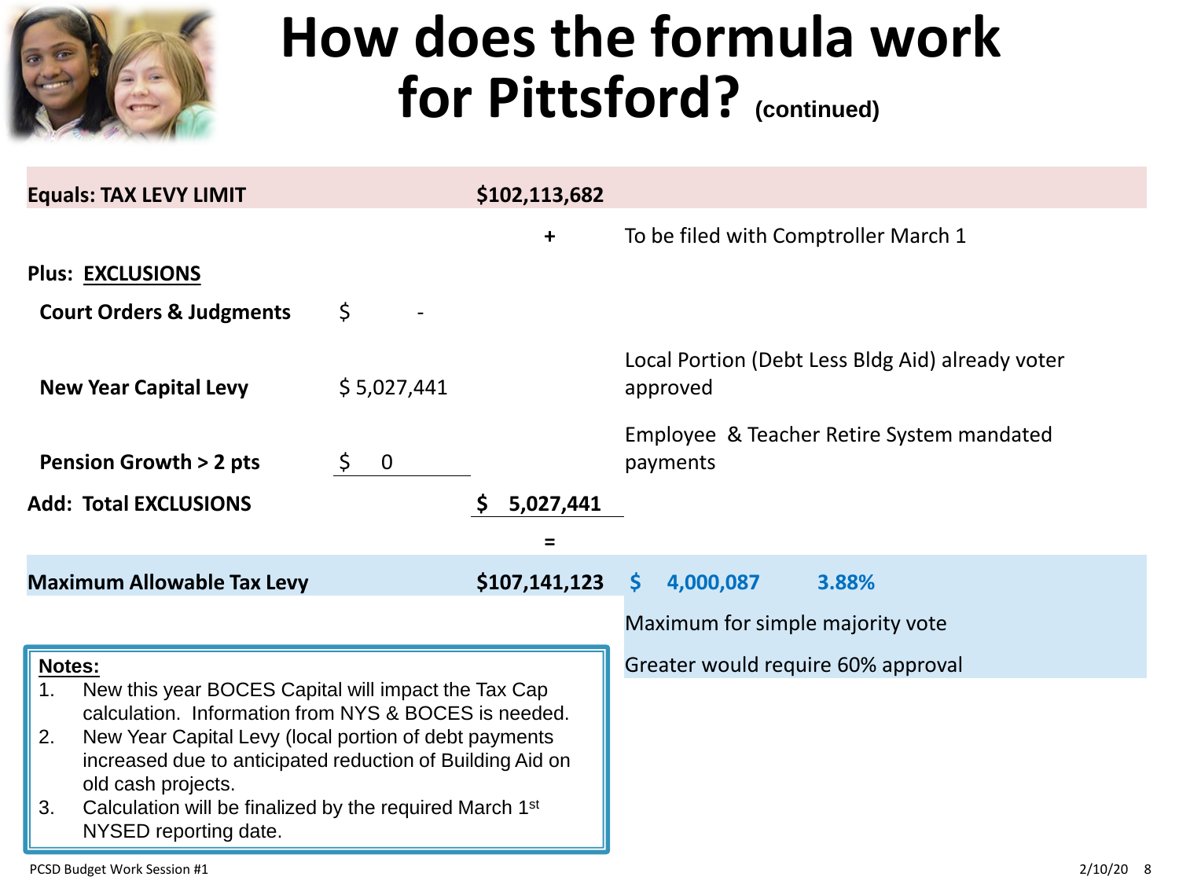# How does the formula work for Pittsford? (continued)

| | | | |
|---|---|---|---|
| **Equals: TAX LEVY LIMIT** | | **$102,113,682** | |
| | | **+** | To be filed with Comptroller March 1 |
| **Plus: EXCLUSIONS** | | | |
| **Court Orders & Judgments** | $ - | | |
| **New Year Capital Levy** | $ 5,027,441 | | Local Portion (Debt Less Bldg Aid) already voter approved |
| **Pension Growth > 2 pts** | $ 0 | | Employee & Teacher Retire System mandated payments |
| **Add: Total EXCLUSIONS** | | **$ 5,027,441** | |
| | | **=** | |
| **Maximum Allowable Tax Levy** | | **$107,141,123** | **$ 4,000,087** **3.88%** |
| | | | Maximum for simple majority vote |
| | | | Greater would require 60% approval |

**Notes:**

1. New this year BOCES Capital will impact the Tax Cap calculation. Information from NYS & BOCES is needed.
2. New Year Capital Levy (local portion of debt payments increased due to anticipated reduction of Building Aid on old cash projects.
3. Calculation will be finalized by the required March 1st NYSED reporting date.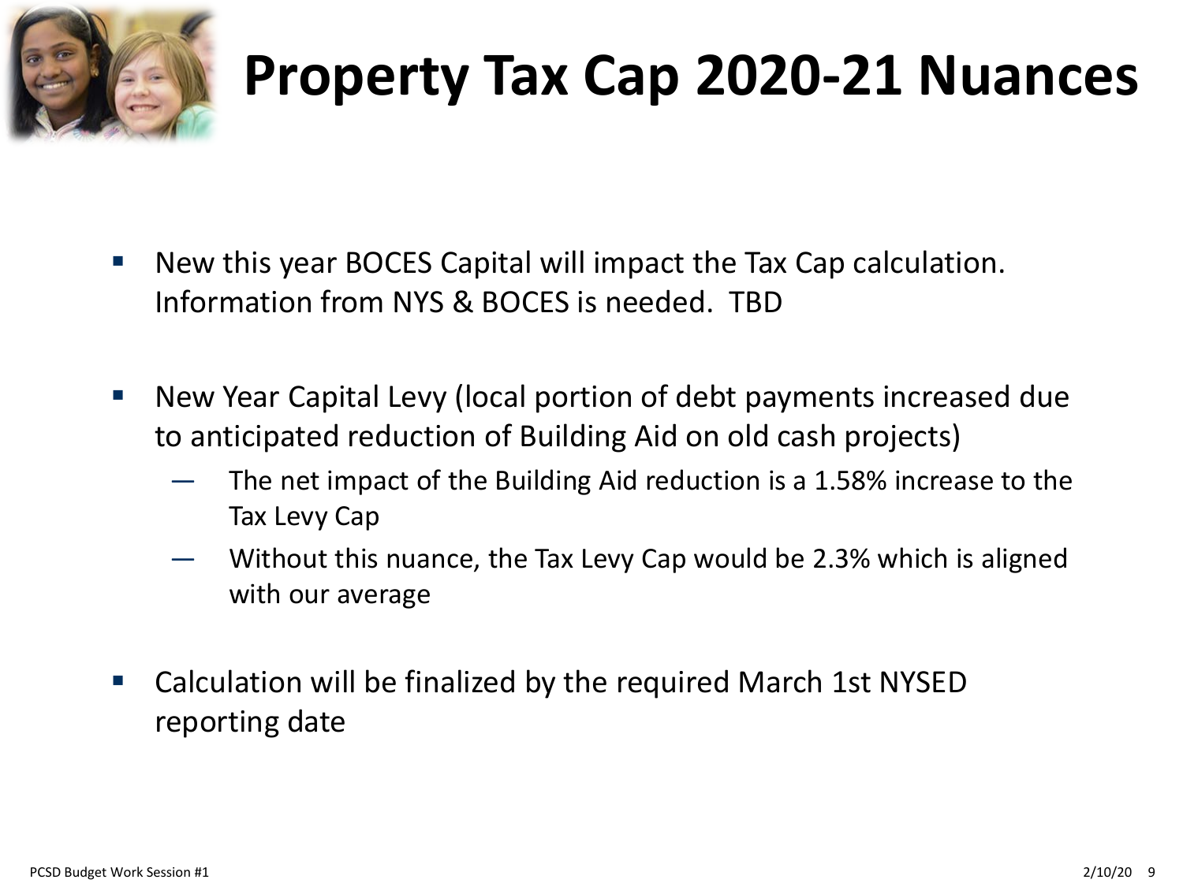# Property Tax Cap 2020-21 Nuances

- New this year BOCES Capital will impact the Tax Cap calculation. Information from NYS & BOCES is needed. TBD

- New Year Capital Levy (local portion of debt payments increased due to anticipated reduction of Building Aid on old cash projects)
  - The net impact of the Building Aid reduction is a 1.58% increase to the Tax Levy Cap
  - Without this nuance, the Tax Levy Cap would be 2.3% which is aligned with our average

- Calculation will be finalized by the required March 1st NYSED reporting date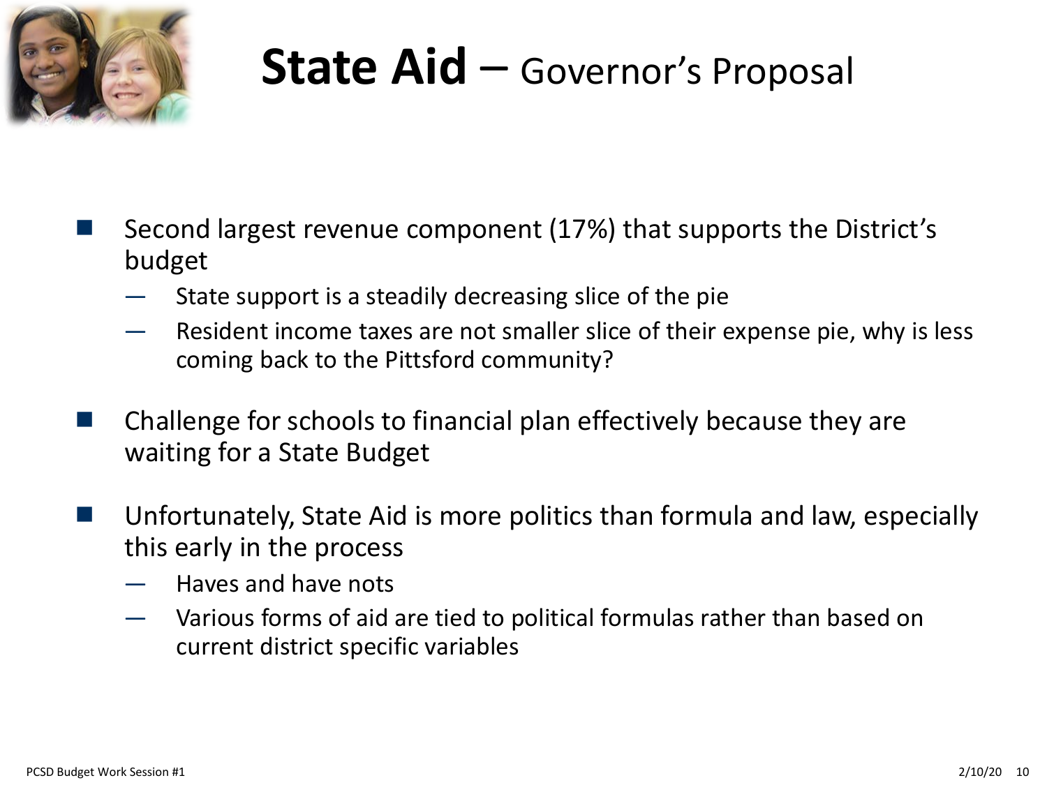# State Aid – Governor's Proposal

- Second largest revenue component (17%) that supports the District's budget
  - State support is a steadily decreasing slice of the pie
  - Resident income taxes are not smaller slice of their expense pie, why is less coming back to the Pittsford community?
- Challenge for schools to financial plan effectively because they are waiting for a State Budget
- Unfortunately, State Aid is more politics than formula and law, especially this early in the process
  - Haves and have nots
  - Various forms of aid are tied to political formulas rather than based on current district specific variables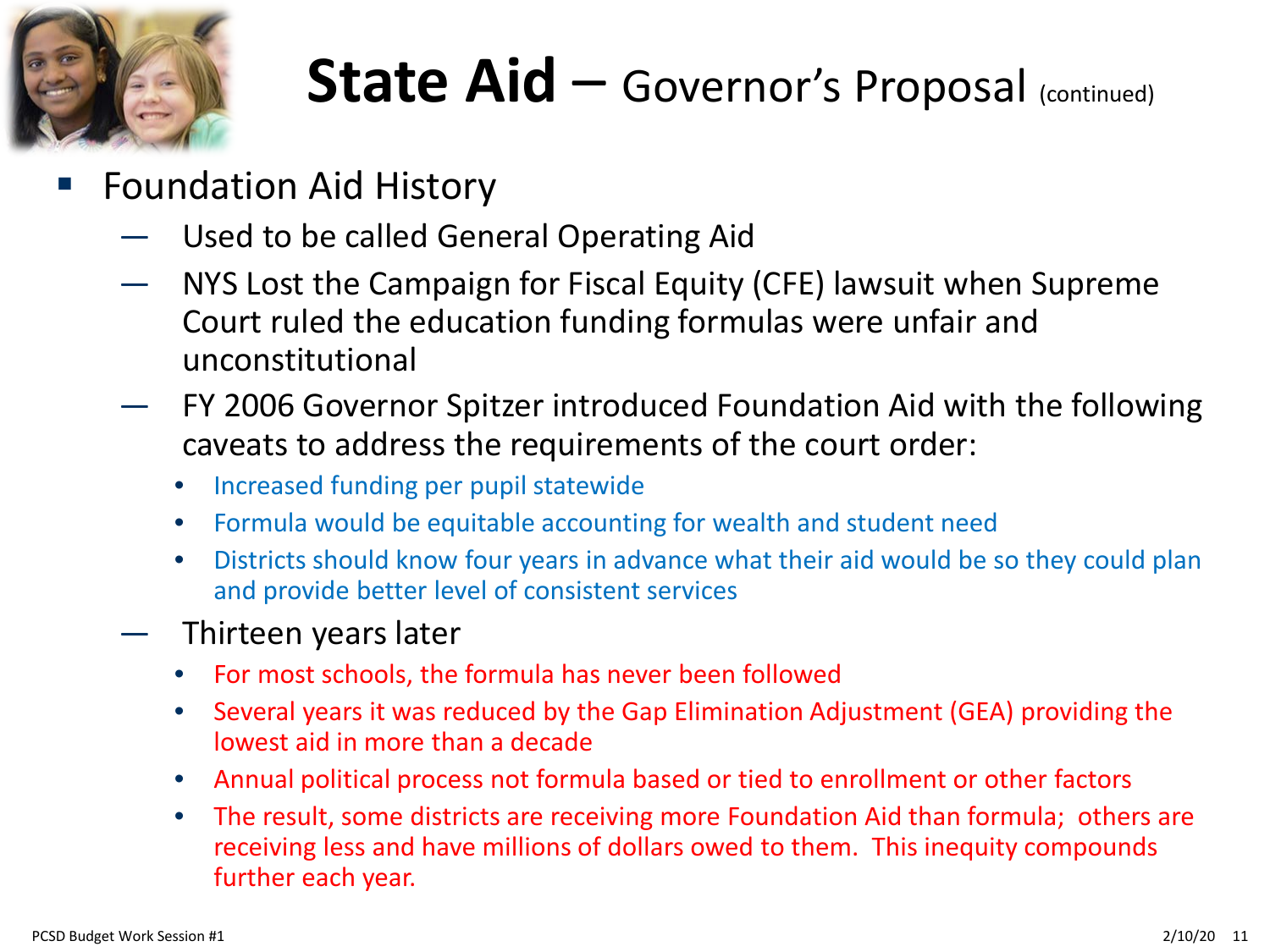# State Aid – Governor's Proposal (continued)

- Foundation Aid History
  - Used to be called General Operating Aid
  - NYS Lost the Campaign for Fiscal Equity (CFE) lawsuit when Supreme Court ruled the education funding formulas were unfair and unconstitutional
  - FY 2006 Governor Spitzer introduced Foundation Aid with the following caveats to address the requirements of the court order:
    - Increased funding per pupil statewide
    - Formula would be equitable accounting for wealth and student need
    - Districts should know four years in advance what their aid would be so they could plan and provide better level of consistent services
  - Thirteen years later
    - For most schools, the formula has never been followed
    - Several years it was reduced by the Gap Elimination Adjustment (GEA) providing the lowest aid in more than a decade
    - Annual political process not formula based or tied to enrollment or other factors
    - The result, some districts are receiving more Foundation Aid than formula; others are receiving less and have millions of dollars owed to them. This inequity compounds further each year.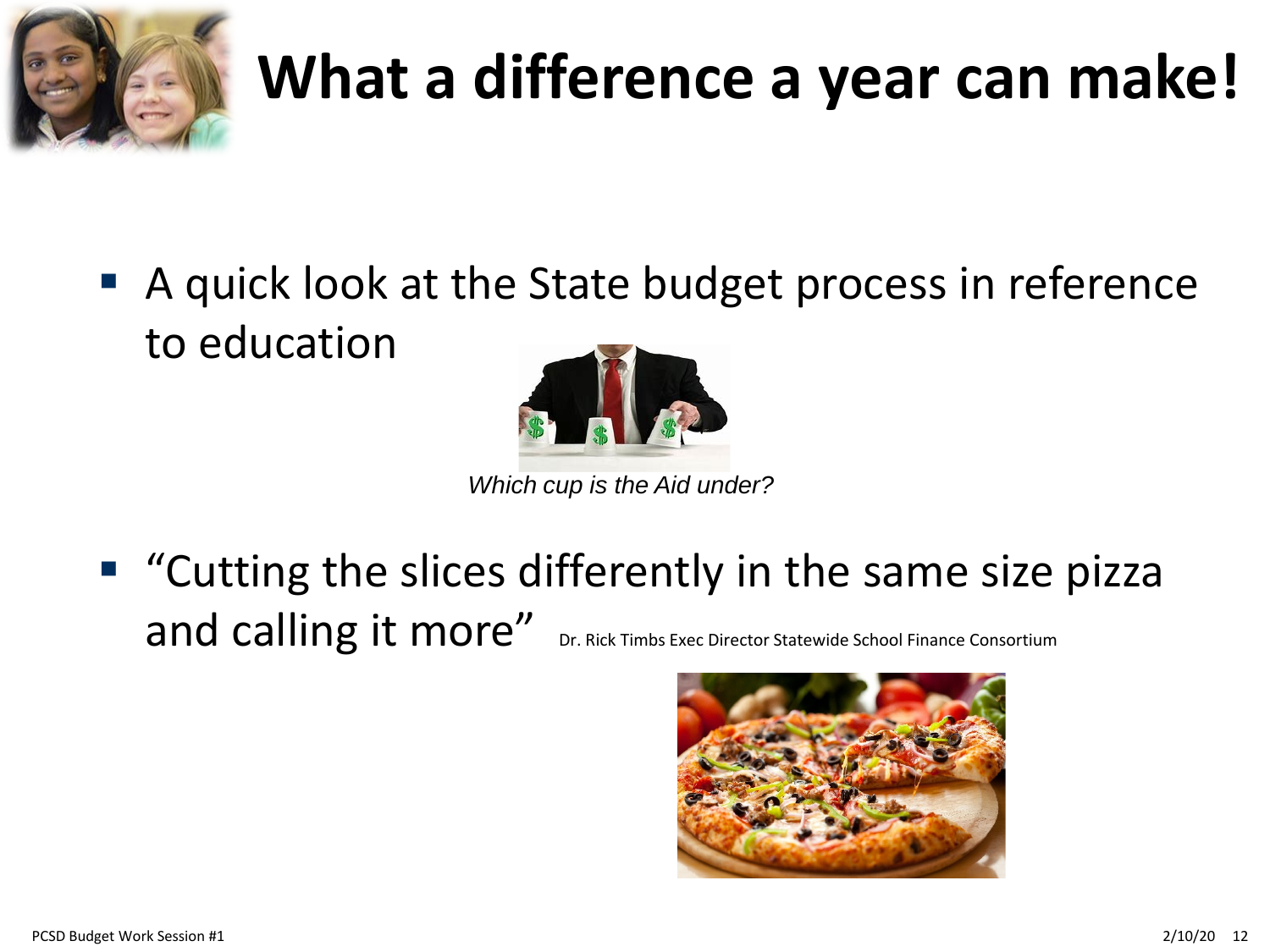# What a difference a year can make!

- A quick look at the State budget process in reference to education

*Which cup is the Aid under?*

- "Cutting the slices differently in the same size pizza and calling it more" Dr. Rick Timbs Exec Director Statewide School Finance Consortium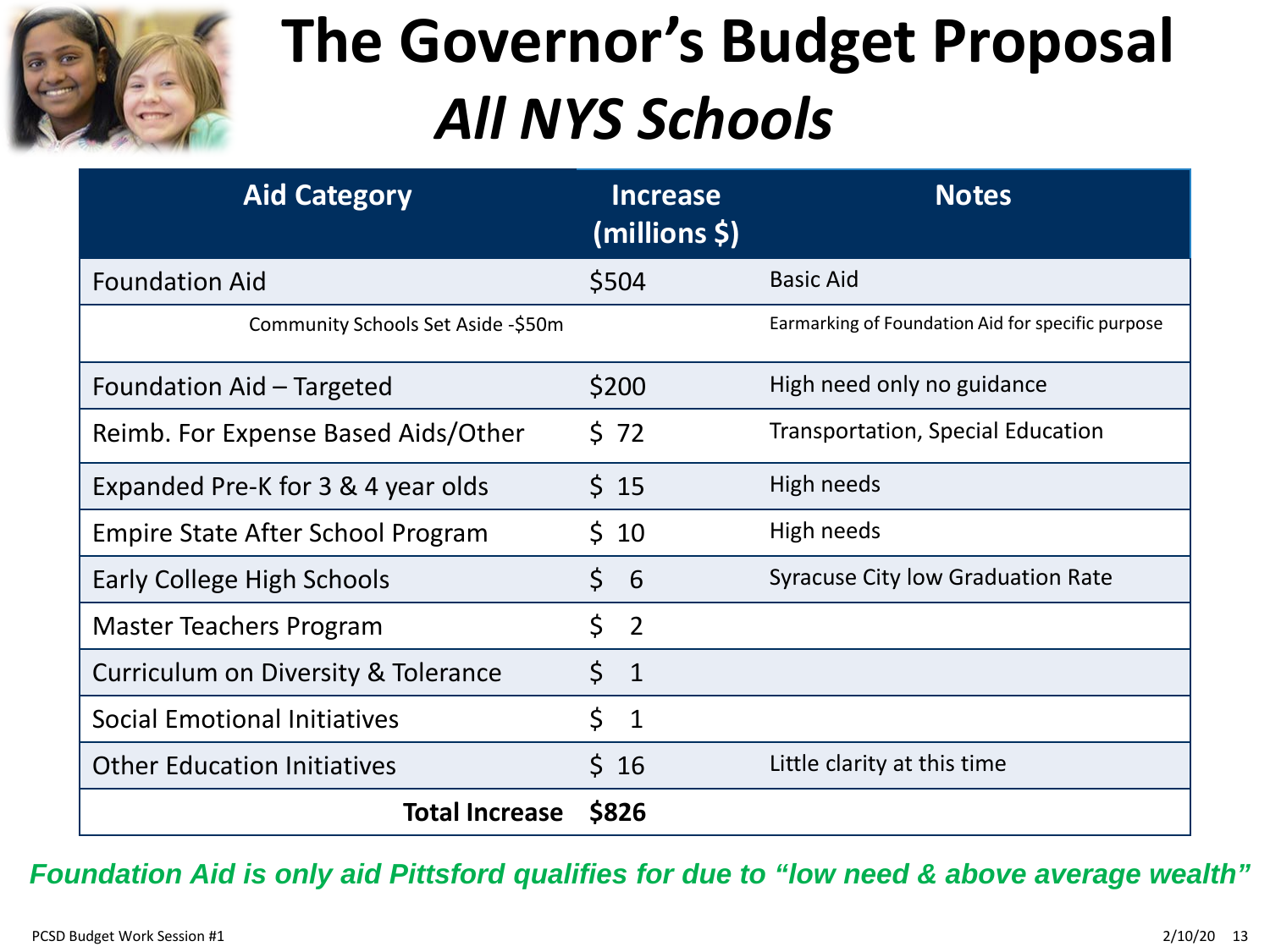# The Governor's Budget Proposal
## *All NYS Schools*

| Aid Category | Increase (millions $) | Notes |
|---|---|---|
| Foundation Aid | $504 | Basic Aid |
| Community Schools Set Aside -$50m | | Earmarking of Foundation Aid for specific purpose |
| Foundation Aid – Targeted | $200 | High need only no guidance |
| Reimb. For Expense Based Aids/Other | $ 72 | Transportation, Special Education |
| Expanded Pre-K for 3 & 4 year olds | $ 15 | High needs |
| Empire State After School Program | $ 10 | High needs |
| Early College High Schools | $ 6 | Syracuse City low Graduation Rate |
| Master Teachers Program | $ 2 | |
| Curriculum on Diversity & Tolerance | $ 1 | |
| Social Emotional Initiatives | $ 1 | |
| Other Education Initiatives | $ 16 | Little clarity at this time |
| **Total Increase** | **$826** | |

***Foundation Aid is only aid Pittsford qualifies for due to "low need & above average wealth"***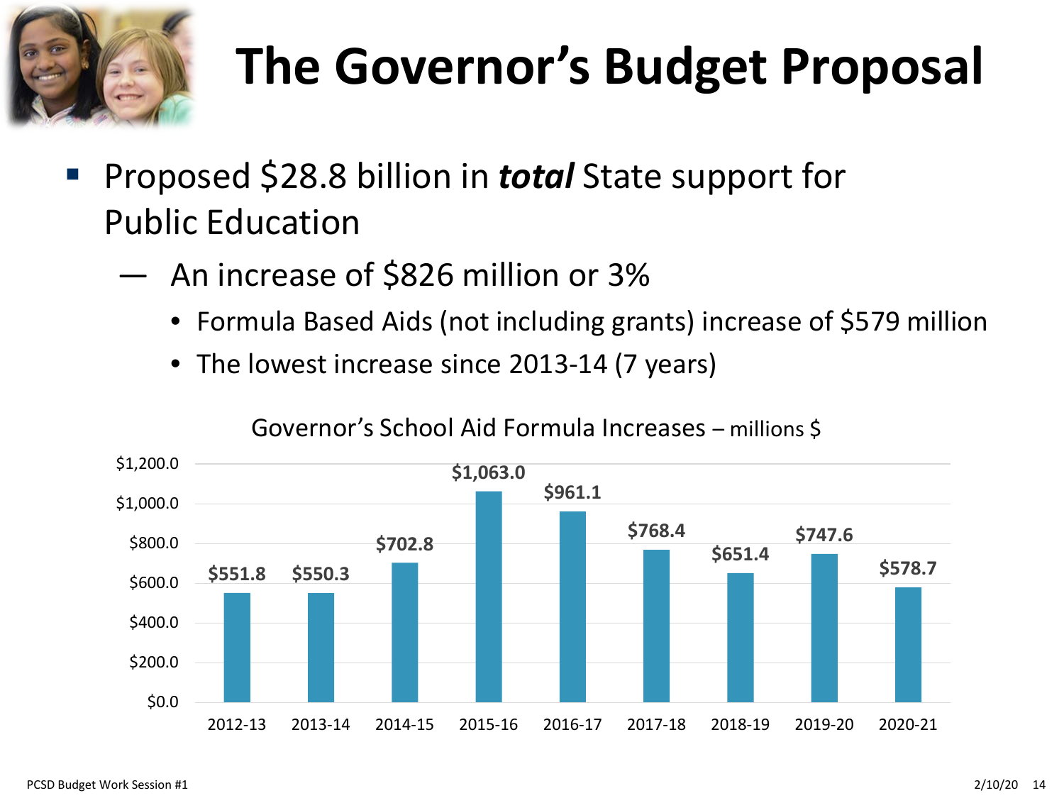# The Governor's Budget Proposal

- Proposed $28.8 billion in ***total*** State support for Public Education
  - — An increase of $826 million or 3%
    - Formula Based Aids (not including grants) increase of $579 million
    - The lowest increase since 2013-14 (7 years)

Governor's School Aid Formula Increases – millions $

$1,200.0
$1,000.0
$800.0
$600.0
$400.0
$200.0
$0.0

$551.8
$550.3
$702.8
$1,063.0
$961.1
$768.4
$651.4
$747.6
$578.7

2012-13
2013-14
2014-15
2015-16
2016-17
2017-18
2018-19
2019-20
2020-21

PCSD Budget Work Session #1

2/10/20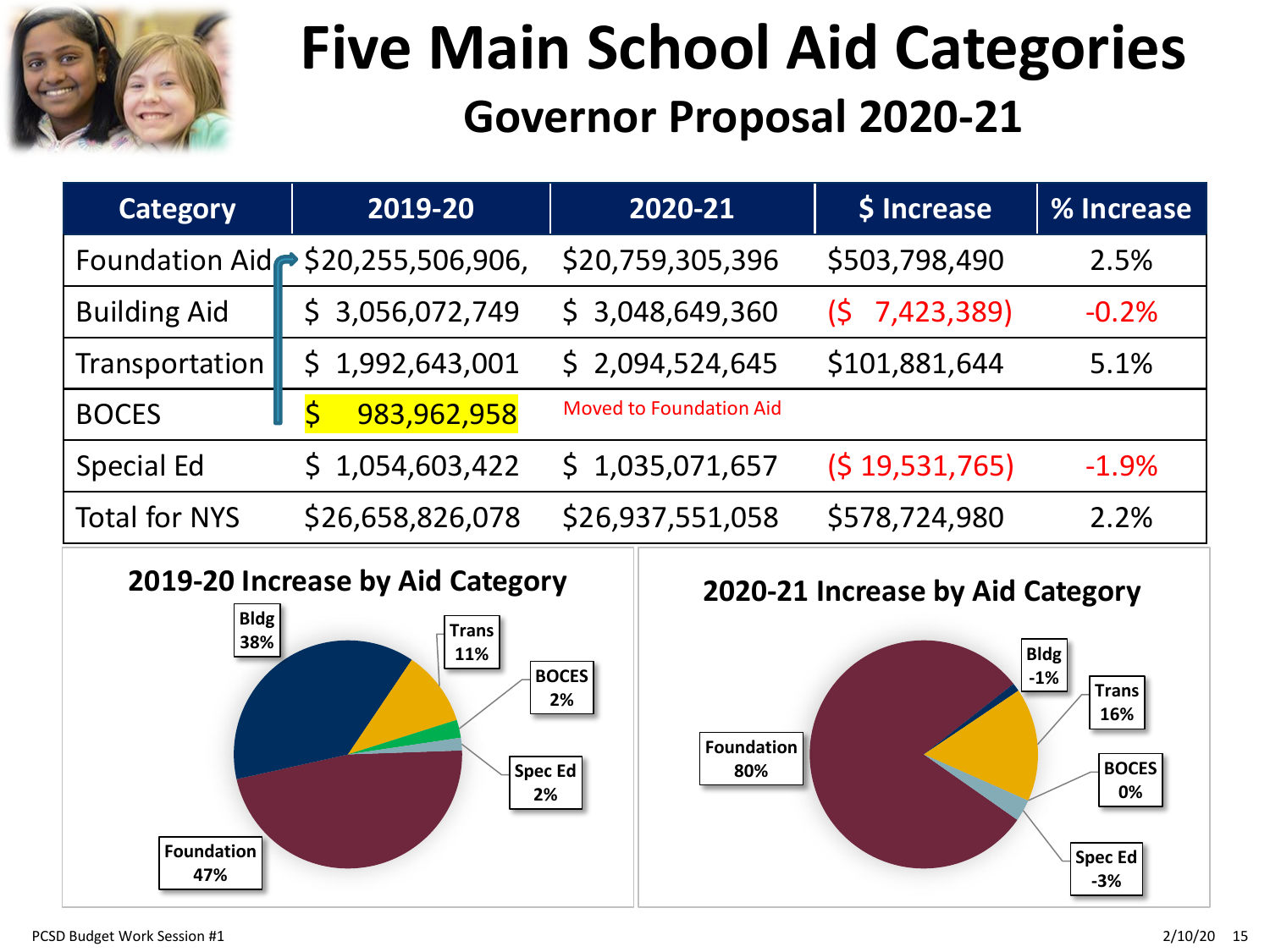# Five Main School Aid Categories

## Governor Proposal 2020-21

| Category | 2019-20 | 2020-21 | $ Increase | % Increase |
|---|---|---|---|---|
| Foundation Aid | $20,255,506,906, | $20,759,305,396 | $503,798,490 | 2.5% |
| Building Aid | $ 3,056,072,749 | $ 3,048,649,360 | ($ 7,423,389) | -0.2% |
| Transportation | $ 1,992,643,001 | $ 2,094,524,645 | $101,881,644 | 5.1% |
| BOCES | $ 983,962,958 | Moved to Foundation Aid | | |
| Special Ed | $ 1,054,603,422 | $ 1,035,071,657 | ($ 19,531,765) | -1.9% |
| Total for NYS | $26,658,826,078 | $26,937,551,058 | $578,724,980 | 2.2% |

**2019-20 Increase by Aid Category**

Bldg 38%
Trans 11%
BOCES 2%
Spec Ed 2%
Foundation 47%

**2020-21 Increase by Aid Category**

Bldg -1%
Trans 16%
BOCES 0%
Spec Ed -3%
Foundation 80%

PCSD Budget Work Session #1

2/10/20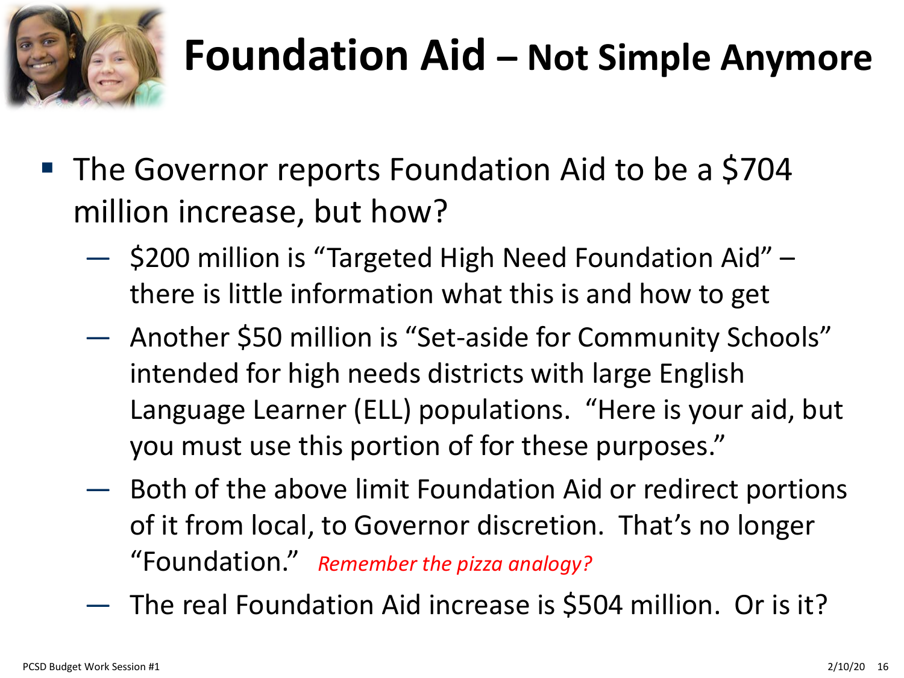# Foundation Aid – Not Simple Anymore

- The Governor reports Foundation Aid to be a $704 million increase, but how?
  - $200 million is “Targeted High Need Foundation Aid” – there is little information what this is and how to get
  - Another $50 million is “Set-aside for Community Schools” intended for high needs districts with large English Language Learner (ELL) populations. “Here is your aid, but you must use this portion of for these purposes.”
  - Both of the above limit Foundation Aid or redirect portions of it from local, to Governor discretion. That’s no longer “Foundation.” *Remember the pizza analogy?*
  - The real Foundation Aid increase is $504 million. Or is it?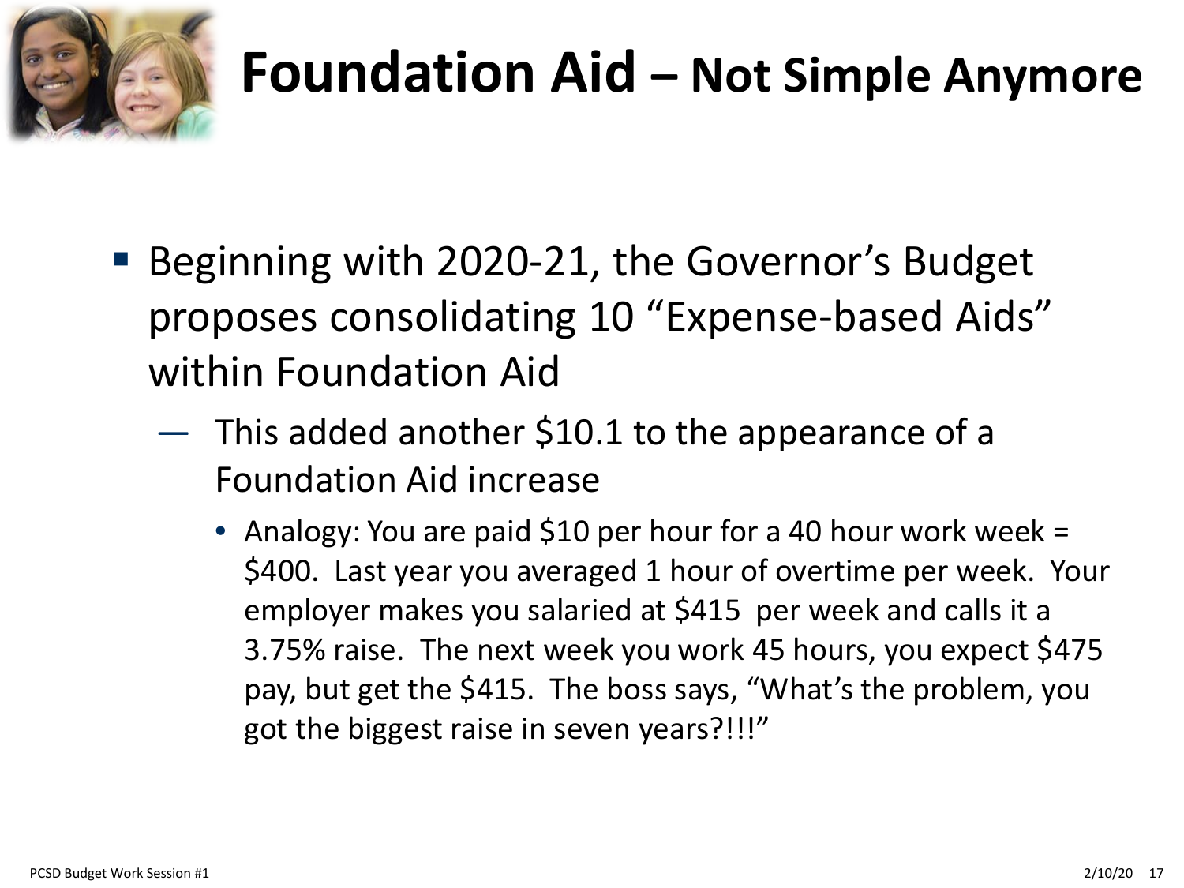# Foundation Aid – Not Simple Anymore

- Beginning with 2020-21, the Governor's Budget proposes consolidating 10 "Expense-based Aids" within Foundation Aid
  - This added another $10.1 to the appearance of a Foundation Aid increase
    - Analogy: You are paid $10 per hour for a 40 hour work week = $400. Last year you averaged 1 hour of overtime per week. Your employer makes you salaried at $415 per week and calls it a 3.75% raise. The next week you work 45 hours, you expect $475 pay, but get the $415. The boss says, "What's the problem, you got the biggest raise in seven years?!!!"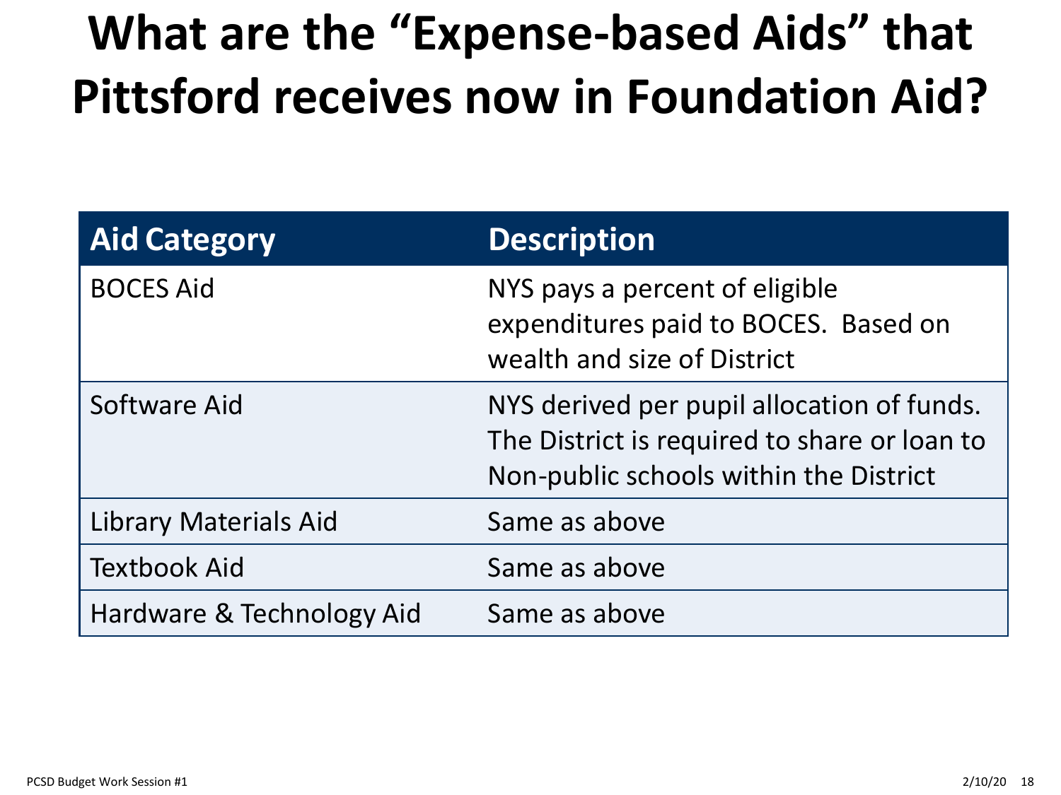# What are the "Expense-based Aids" that Pittsford receives now in Foundation Aid?

| Aid Category | Description |
|---|---|
| BOCES Aid | NYS pays a percent of eligible expenditures paid to BOCES. Based on wealth and size of District |
| Software Aid | NYS derived per pupil allocation of funds. The District is required to share or loan to Non-public schools within the District |
| Library Materials Aid | Same as above |
| Textbook Aid | Same as above |
| Hardware & Technology Aid | Same as above |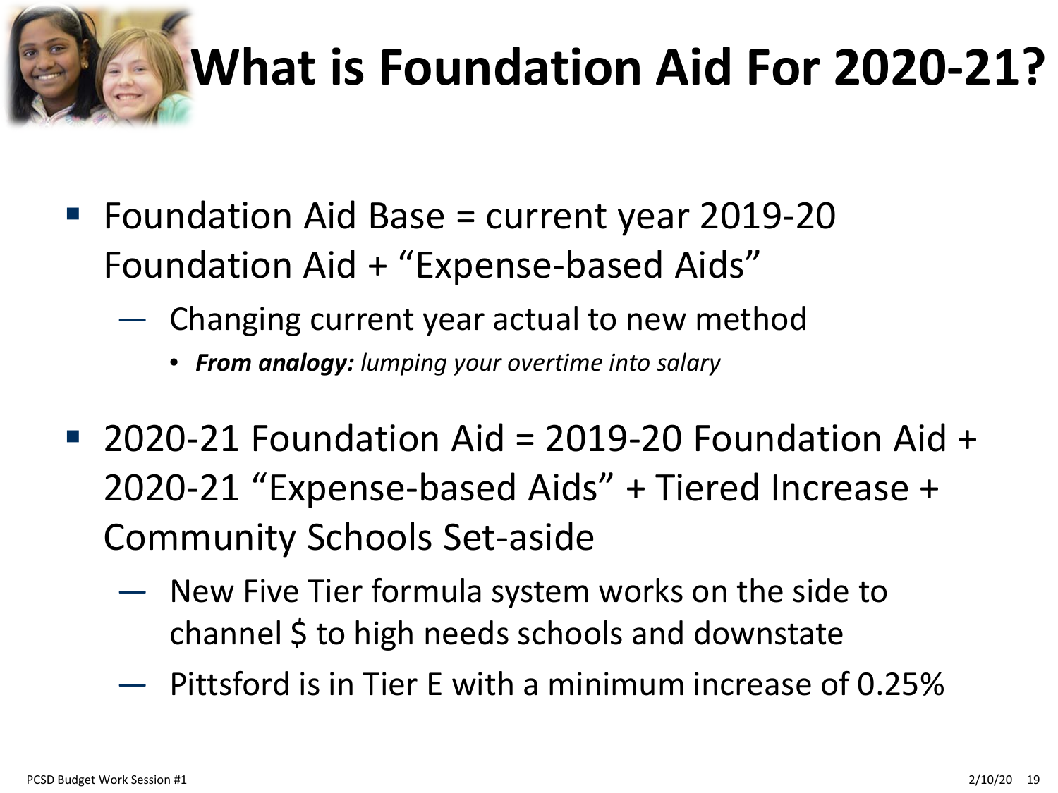# What is Foundation Aid For 2020-21?

- Foundation Aid Base = current year 2019-20 Foundation Aid + "Expense-based Aids"
  - Changing current year actual to new method
    - ***From analogy:*** *lumping your overtime into salary*
- 2020-21 Foundation Aid = 2019-20 Foundation Aid + 2020-21 "Expense-based Aids" + Tiered Increase + Community Schools Set-aside
  - New Five Tier formula system works on the side to channel $ to high needs schools and downstate
  - Pittsford is in Tier E with a minimum increase of 0.25%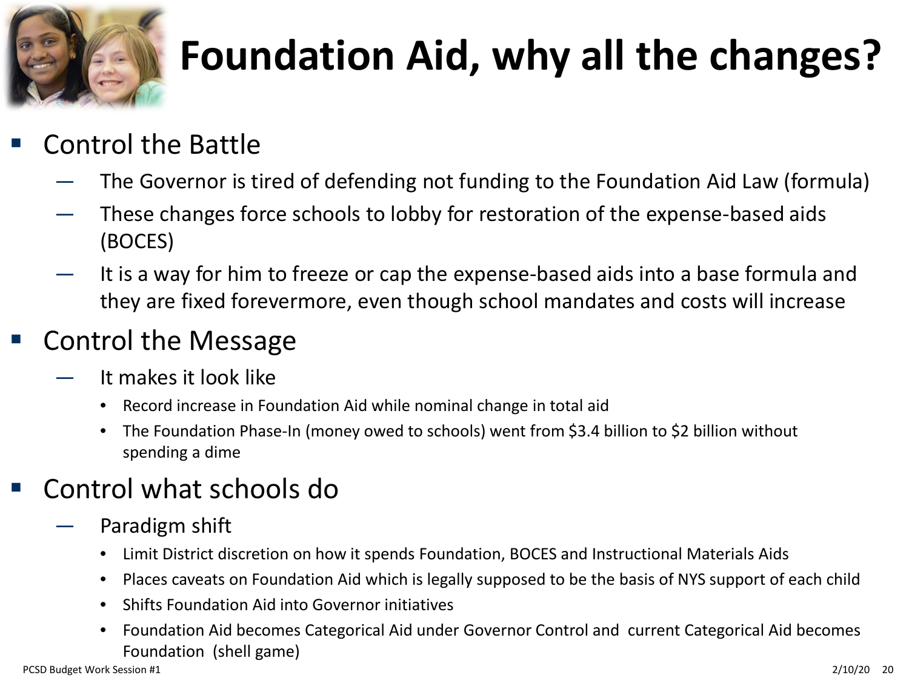# Foundation Aid, why all the changes?

- Control the Battle
  - The Governor is tired of defending not funding to the Foundation Aid Law (formula)
  - These changes force schools to lobby for restoration of the expense-based aids (BOCES)
  - It is a way for him to freeze or cap the expense-based aids into a base formula and they are fixed forevermore, even though school mandates and costs will increase
- Control the Message
  - It makes it look like
    - Record increase in Foundation Aid while nominal change in total aid
    - The Foundation Phase-In (money owed to schools) went from $3.4 billion to $2 billion without spending a dime
- Control what schools do
  - Paradigm shift
    - Limit District discretion on how it spends Foundation, BOCES and Instructional Materials Aids
    - Places caveats on Foundation Aid which is legally supposed to be the basis of NYS support of each child
    - Shifts Foundation Aid into Governor initiatives
    - Foundation Aid becomes Categorical Aid under Governor Control and current Categorical Aid becomes Foundation (shell game)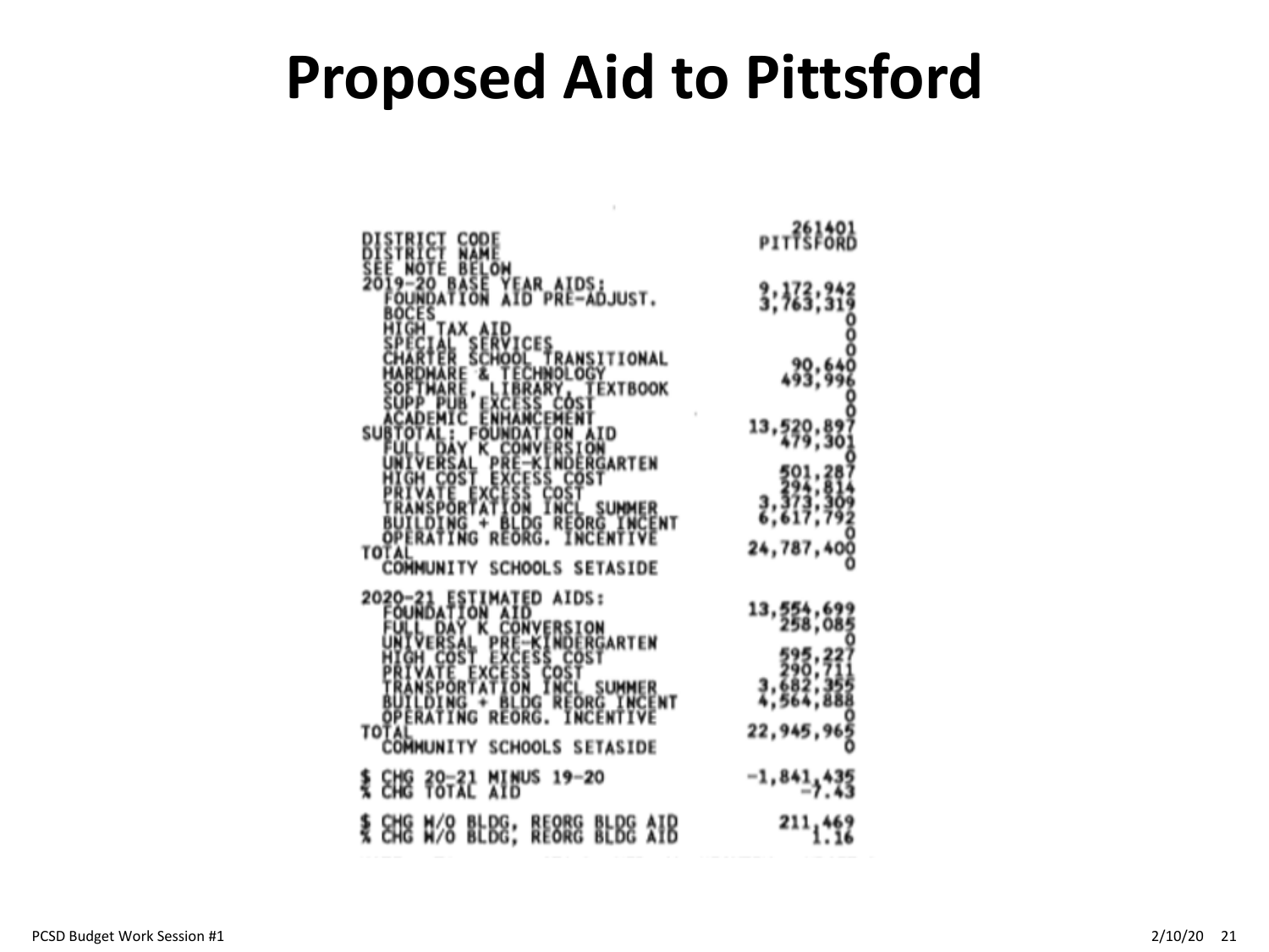# Proposed Aid to Pittsford

| | |
|---|---|
| DISTRICT CODE | 261401 |
| DISTRICT NAME | PITTSFORD |
| SEE NOTE BELOW | |
| 2019-20 BASE YEAR AIDS: | |
| FOUNDATION AID PRE-ADJUST. | 9,172,942 |
| BOCES | 3,763,319 |
| HIGH TAX AID | 0 |
| SPECIAL SERVICES | 0 |
| CHARTER SCHOOL TRANSITIONAL | 0 |
| HARDWARE & TECHNOLOGY | 90,640 |
| SOFTWARE, LIBRARY, TEXTBOOK | 493,996 |
| SUPP PUB EXCESS COST | 0 |
| ACADEMIC ENHANCEMENT | 0 |
| SUBTOTAL: FOUNDATION AID | 13,520,897 |
| FULL DAY K CONVERSION | 479,301 |
| UNIVERSAL PRE-KINDERGARTEN | 0 |
| HIGH COST EXCESS COST | 501,287 |
| PRIVATE EXCESS COST | 294,814 |
| TRANSPORTATION INCL SUMMER | 3,373,309 |
| BUILDING + BLDG REORG INCENT | 6,617,792 |
| OPERATING REORG. INCENTIVE | 0 |
| TOTAL | 24,787,400 |
| COMMUNITY SCHOOLS SETASIDE | 0 |
| 2020-21 ESTIMATED AIDS: | |
| FOUNDATION AID | 13,554,699 |
| FULL DAY K CONVERSION | 258,085 |
| UNIVERSAL PRE-KINDERGARTEN | 0 |
| HIGH COST EXCESS COST | 595,227 |
| PRIVATE EXCESS COST | 290,711 |
| TRANSPORTATION INCL SUMMER | 3,682,355 |
| BUILDING + BLDG REORG INCENT | 4,564,888 |
| OPERATING REORG. INCENTIVE | 0 |
| TOTAL | 22,945,965 |
| COMMUNITY SCHOOLS SETASIDE | 0 |
| $ CHG 20-21 MINUS 19-20 | -1,841,435 |
| % CHG TOTAL AID | -7.43 |
| $ CHG W/O BLDG, REORG BLDG AID | 211,469 |
| % CHG W/O BLDG, REORG BLDG AID | 1.16 |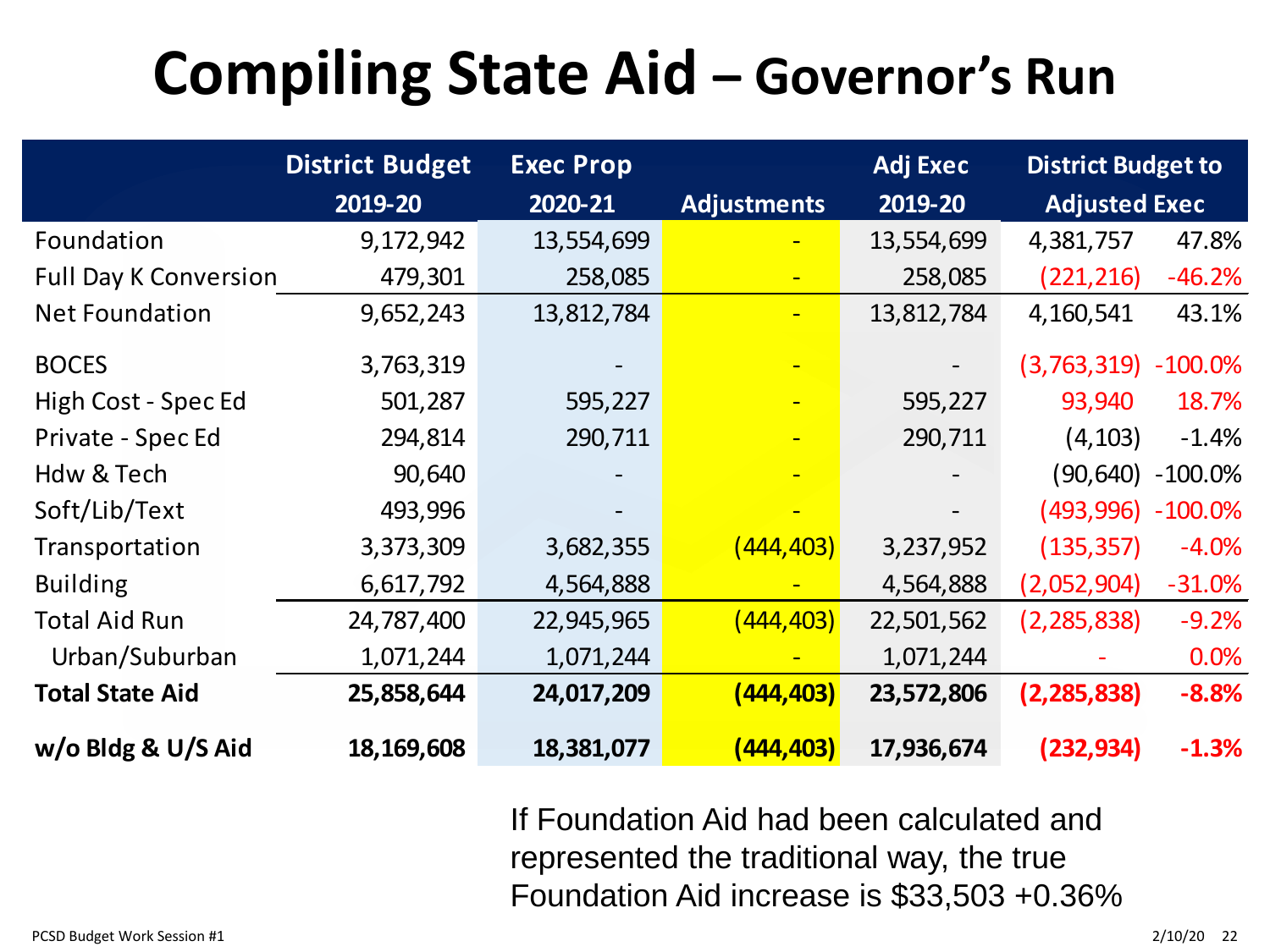# Compiling State Aid – Governor's Run

| | District Budget 2019-20 | Exec Prop 2020-21 | Adjustments | Adj Exec 2019-20 | District Budget to Adjusted Exec | |
|---|---|---|---|---|---|---|
| Foundation | 9,172,942 | 13,554,699 | - | 13,554,699 | 4,381,757 | 47.8% |
| Full Day K Conversion | 479,301 | 258,085 | - | 258,085 | (221,216) | -46.2% |
| Net Foundation | 9,652,243 | 13,812,784 | - | 13,812,784 | 4,160,541 | 43.1% |
| BOCES | 3,763,319 | - | - | - | (3,763,319) | -100.0% |
| High Cost - Spec Ed | 501,287 | 595,227 | - | 595,227 | 93,940 | 18.7% |
| Private - Spec Ed | 294,814 | 290,711 | - | 290,711 | (4,103) | -1.4% |
| Hdw & Tech | 90,640 | - | - | - | (90,640) | -100.0% |
| Soft/Lib/Text | 493,996 | - | - | - | (493,996) | -100.0% |
| Transportation | 3,373,309 | 3,682,355 | (444,403) | 3,237,952 | (135,357) | -4.0% |
| Building | 6,617,792 | 4,564,888 | - | 4,564,888 | (2,052,904) | -31.0% |
| Total Aid Run | 24,787,400 | 22,945,965 | (444,403) | 22,501,562 | (2,285,838) | -9.2% |
| Urban/Suburban | 1,071,244 | 1,071,244 | - | 1,071,244 | - | 0.0% |
| **Total State Aid** | **25,858,644** | **24,017,209** | **(444,403)** | **23,572,806** | **(2,285,838)** | **-8.8%** |
| **w/o Bldg & U/S Aid** | **18,169,608** | **18,381,077** | **(444,403)** | **17,936,674** | **(232,934)** | **-1.3%** |

If Foundation Aid had been calculated and represented the traditional way, the true Foundation Aid increase is $33,503 +0.36%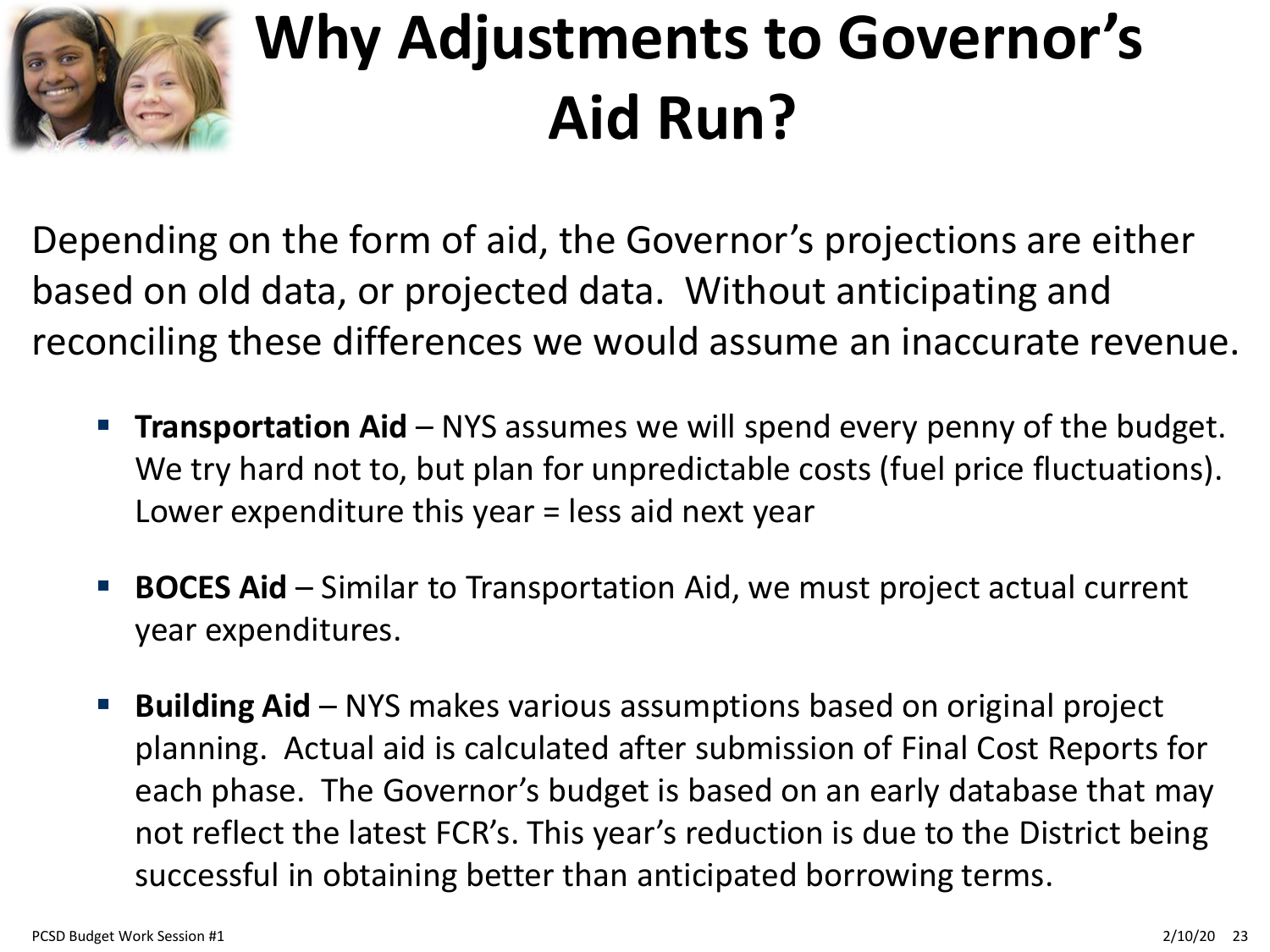# Why Adjustments to Governor's Aid Run?

Depending on the form of aid, the Governor's projections are either based on old data, or projected data. Without anticipating and reconciling these differences we would assume an inaccurate revenue.

- **Transportation Aid** – NYS assumes we will spend every penny of the budget. We try hard not to, but plan for unpredictable costs (fuel price fluctuations). Lower expenditure this year = less aid next year
- **BOCES Aid** – Similar to Transportation Aid, we must project actual current year expenditures.
- **Building Aid** – NYS makes various assumptions based on original project planning. Actual aid is calculated after submission of Final Cost Reports for each phase. The Governor's budget is based on an early database that may not reflect the latest FCR's. This year's reduction is due to the District being successful in obtaining better than anticipated borrowing terms.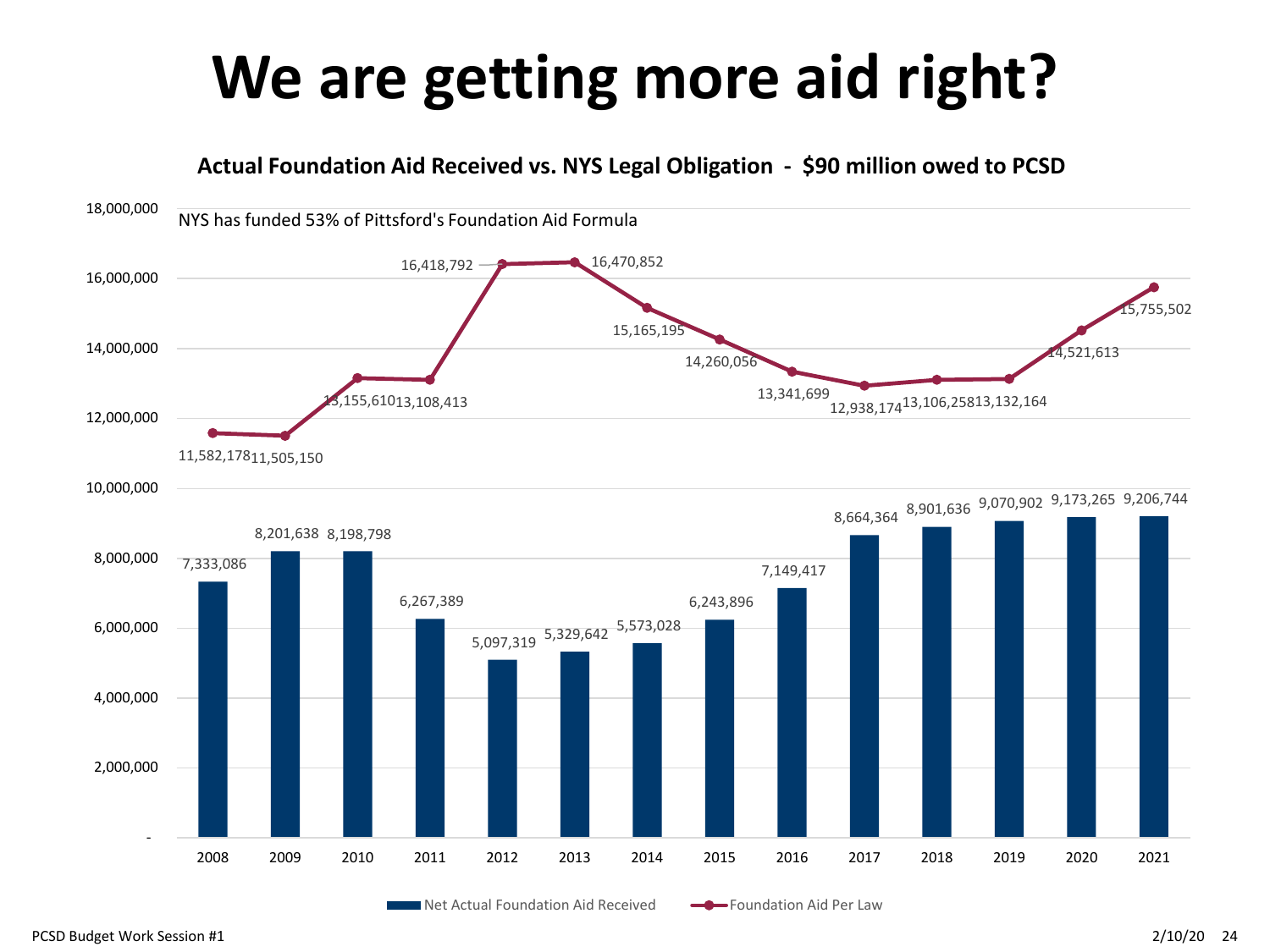# We are getting more aid right?

**Actual Foundation Aid Received vs. NYS Legal Obligation - $90 million owed to PCSD**

NYS has funded 53% of Pittsford's Foundation Aid Formula

18,000,000
16,000,000
14,000,000
12,000,000
10,000,000
8,000,000
6,000,000
4,000,000
2,000,000
-

2008 2009 2010 2011 2012 2013 2014 2015 2016 2017 2018 2019 2020 2021

Foundation Aid Per Law: 11,582,178 11,505,150 13,155,610 13,108,413 16,418,792 16,470,852 15,165,195 14,260,056 13,341,699 12,938,174 13,106,258 13,132,164 14,521,613 15,755,502

Net Actual Foundation Aid Received: 7,333,086 8,201,638 8,198,798 6,267,389 5,097,319 5,329,642 5,573,028 6,243,896 7,149,417 8,664,364 8,901,636 9,070,902 9,173,265 9,206,744

Net Actual Foundation Aid Received — Foundation Aid Per Law

PCSD Budget Work Session #1 2/10/20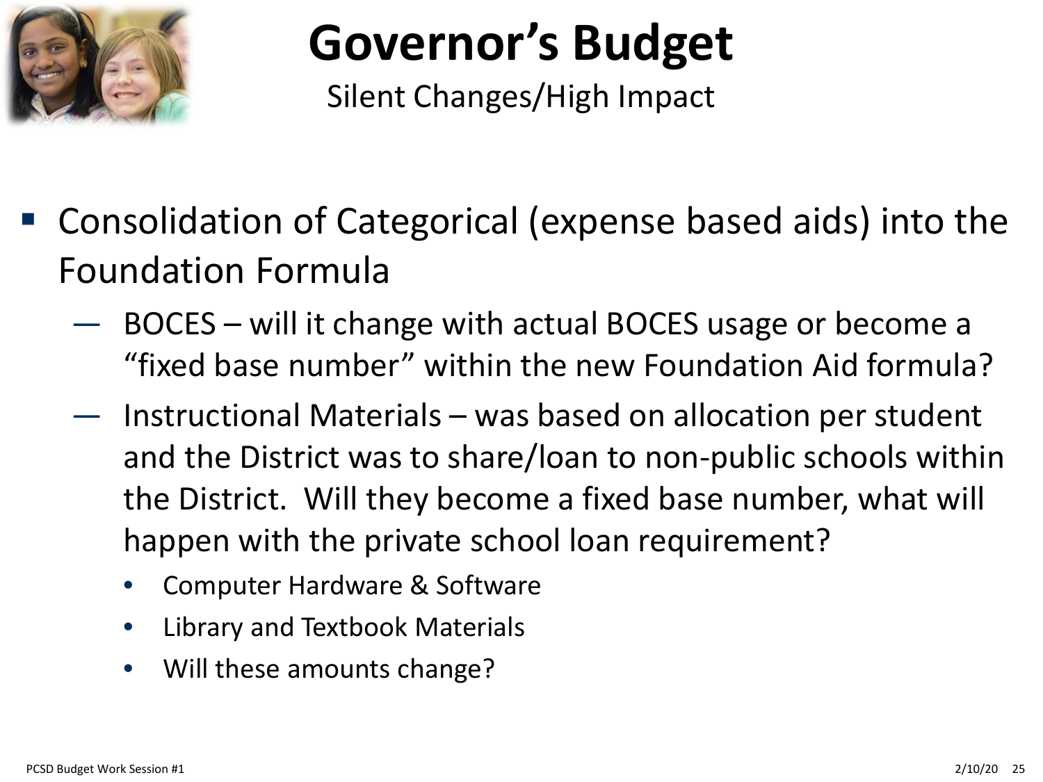# Governor's Budget

Silent Changes/High Impact

- Consolidation of Categorical (expense based aids) into the Foundation Formula
  - BOCES – will it change with actual BOCES usage or become a "fixed base number" within the new Foundation Aid formula?
  - Instructional Materials – was based on allocation per student and the District was to share/loan to non-public schools within the District. Will they become a fixed base number, what will happen with the private school loan requirement?
    - Computer Hardware & Software
    - Library and Textbook Materials
    - Will these amounts change?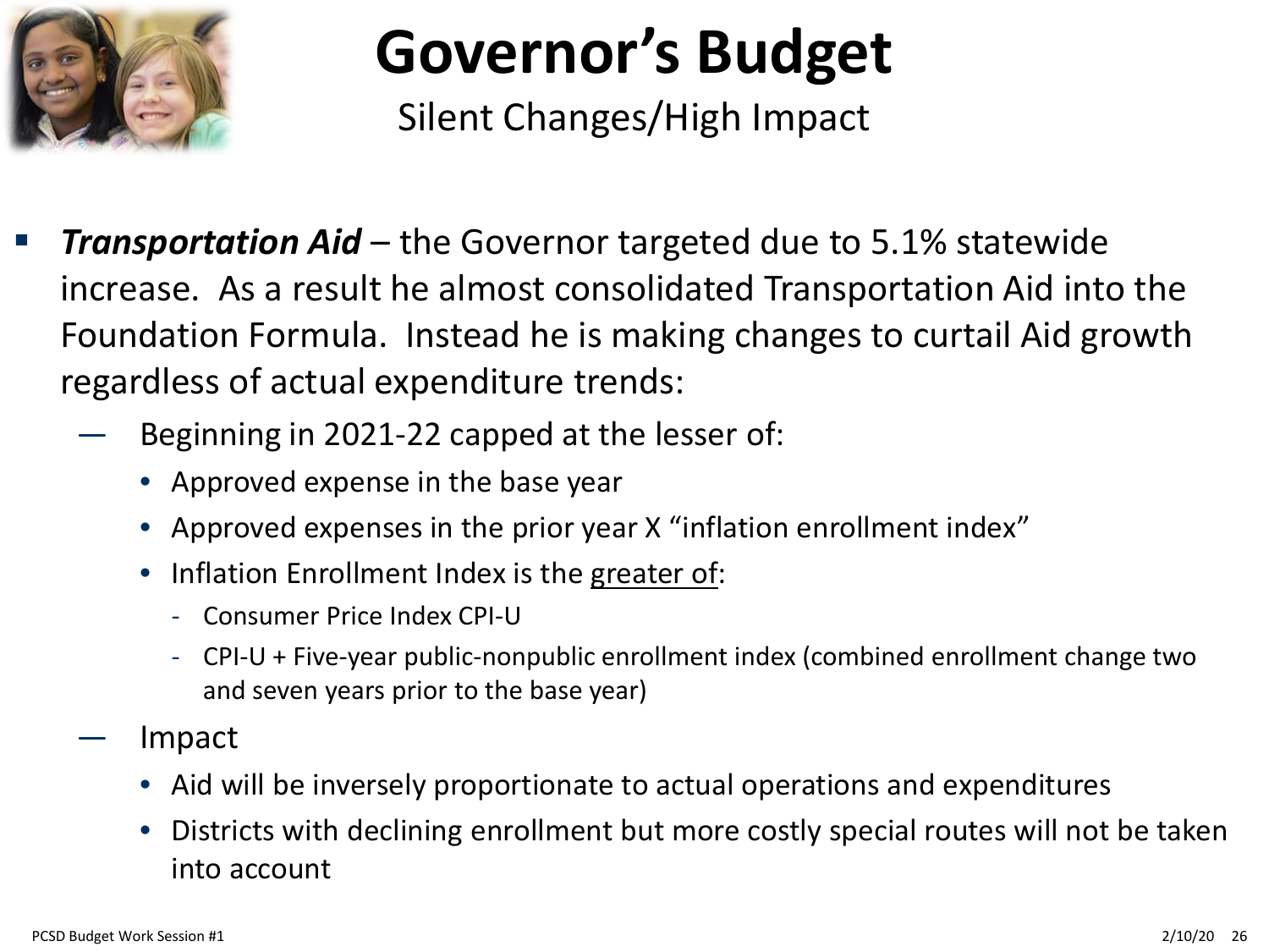# Governor's Budget

## Silent Changes/High Impact

- ***Transportation Aid*** – the Governor targeted due to 5.1% statewide increase. As a result he almost consolidated Transportation Aid into the Foundation Formula. Instead he is making changes to curtail Aid growth regardless of actual expenditure trends:
  - Beginning in 2021-22 capped at the lesser of:
    - Approved expense in the base year
    - Approved expenses in the prior year X "inflation enrollment index"
    - Inflation Enrollment Index is the greater of:
      - Consumer Price Index CPI-U
      - CPI-U + Five-year public-nonpublic enrollment index (combined enrollment change two and seven years prior to the base year)
  - Impact
    - Aid will be inversely proportionate to actual operations and expenditures
    - Districts with declining enrollment but more costly special routes will not be taken into account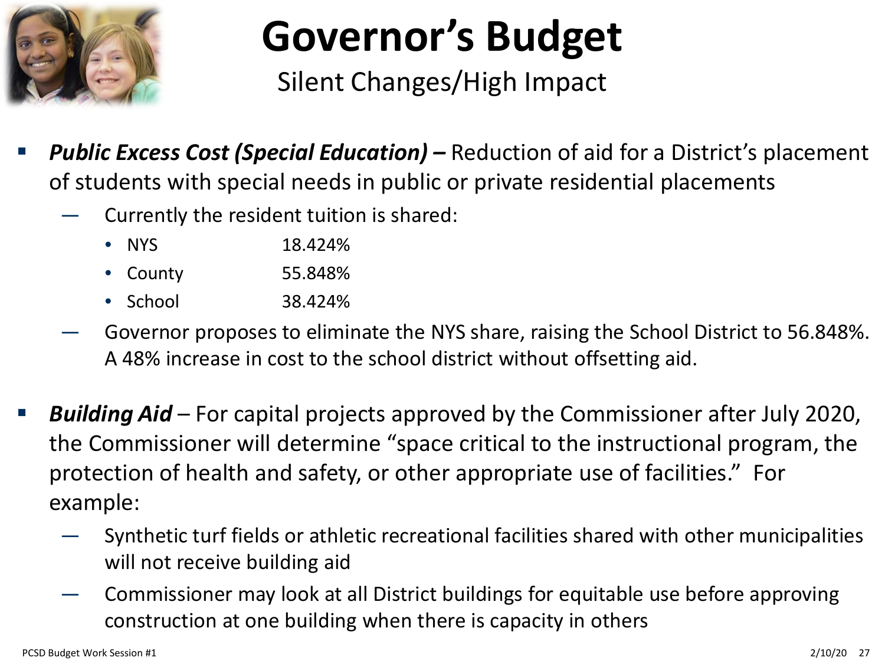# Governor's Budget

Silent Changes/High Impact

- ***Public Excess Cost (Special Education) –*** Reduction of aid for a District's placement of students with special needs in public or private residential placements
  - Currently the resident tuition is shared:
    - NYS 18.424%
    - County 55.848%
    - School 38.424%
  - Governor proposes to eliminate the NYS share, raising the School District to 56.848%. A 48% increase in cost to the school district without offsetting aid.

- ***Building Aid*** – For capital projects approved by the Commissioner after July 2020, the Commissioner will determine "space critical to the instructional program, the protection of health and safety, or other appropriate use of facilities." For example:
  - Synthetic turf fields or athletic recreational facilities shared with other municipalities will not receive building aid
  - Commissioner may look at all District buildings for equitable use before approving construction at one building when there is capacity in others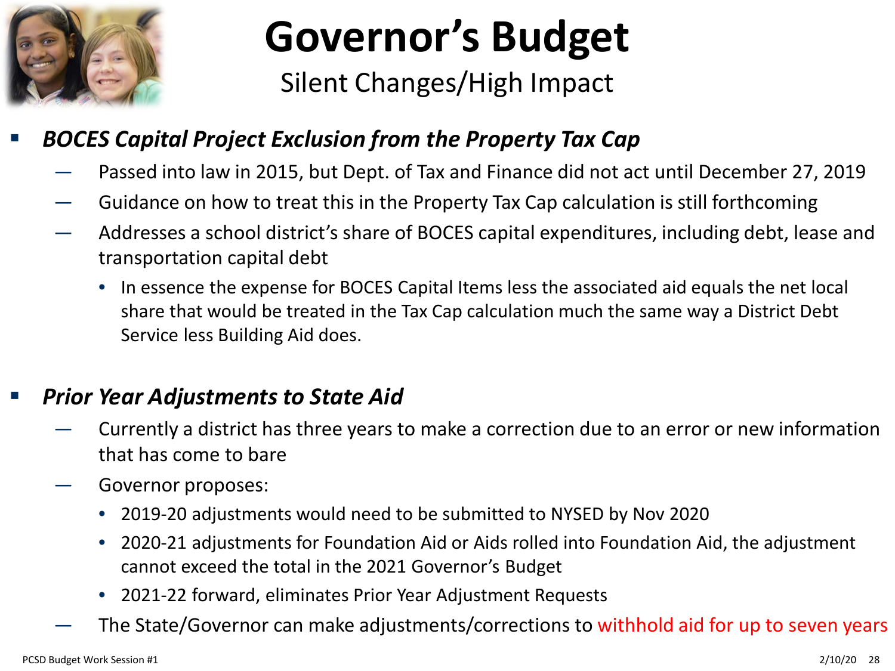# Governor's Budget

## Silent Changes/High Impact

- ***BOCES Capital Project Exclusion from the Property Tax Cap***
  - Passed into law in 2015, but Dept. of Tax and Finance did not act until December 27, 2019
  - Guidance on how to treat this in the Property Tax Cap calculation is still forthcoming
  - Addresses a school district's share of BOCES capital expenditures, including debt, lease and transportation capital debt
    - In essence the expense for BOCES Capital Items less the associated aid equals the net local share that would be treated in the Tax Cap calculation much the same way a District Debt Service less Building Aid does.

- ***Prior Year Adjustments to State Aid***
  - Currently a district has three years to make a correction due to an error or new information that has come to bare
  - Governor proposes:
    - 2019-20 adjustments would need to be submitted to NYSED by Nov 2020
    - 2020-21 adjustments for Foundation Aid or Aids rolled into Foundation Aid, the adjustment cannot exceed the total in the 2021 Governor's Budget
    - 2021-22 forward, eliminates Prior Year Adjustment Requests
  - The State/Governor can make adjustments/corrections to withhold aid for up to seven years

PCSD Budget Work Session #1 2/10/20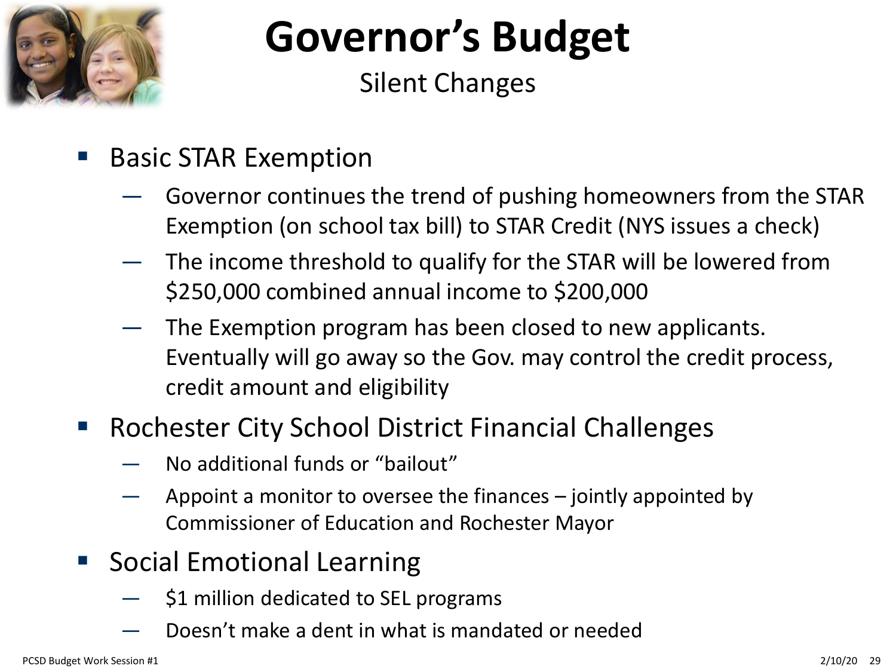# Governor's Budget

Silent Changes

- Basic STAR Exemption
  - Governor continues the trend of pushing homeowners from the STAR Exemption (on school tax bill) to STAR Credit (NYS issues a check)
  - The income threshold to qualify for the STAR will be lowered from $250,000 combined annual income to $200,000
  - The Exemption program has been closed to new applicants. Eventually will go away so the Gov. may control the credit process, credit amount and eligibility
- Rochester City School District Financial Challenges
  - No additional funds or "bailout"
  - Appoint a monitor to oversee the finances – jointly appointed by Commissioner of Education and Rochester Mayor
- Social Emotional Learning
  - $1 million dedicated to SEL programs
  - Doesn't make a dent in what is mandated or needed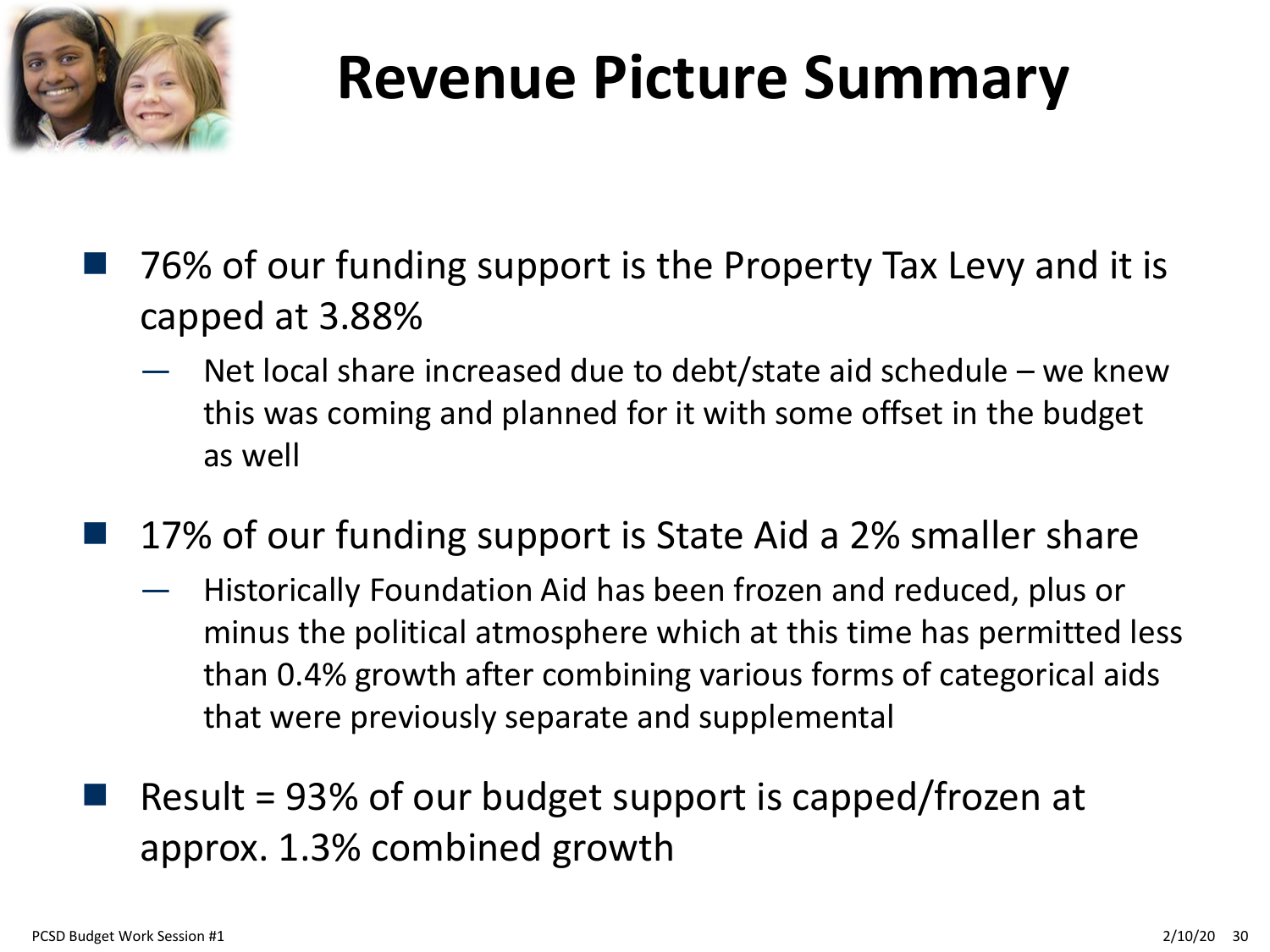# Revenue Picture Summary

- 76% of our funding support is the Property Tax Levy and it is capped at 3.88%
  - Net local share increased due to debt/state aid schedule – we knew this was coming and planned for it with some offset in the budget as well
- 17% of our funding support is State Aid a 2% smaller share
  - Historically Foundation Aid has been frozen and reduced, plus or minus the political atmosphere which at this time has permitted less than 0.4% growth after combining various forms of categorical aids that were previously separate and supplemental
- Result = 93% of our budget support is capped/frozen at approx. 1.3% combined growth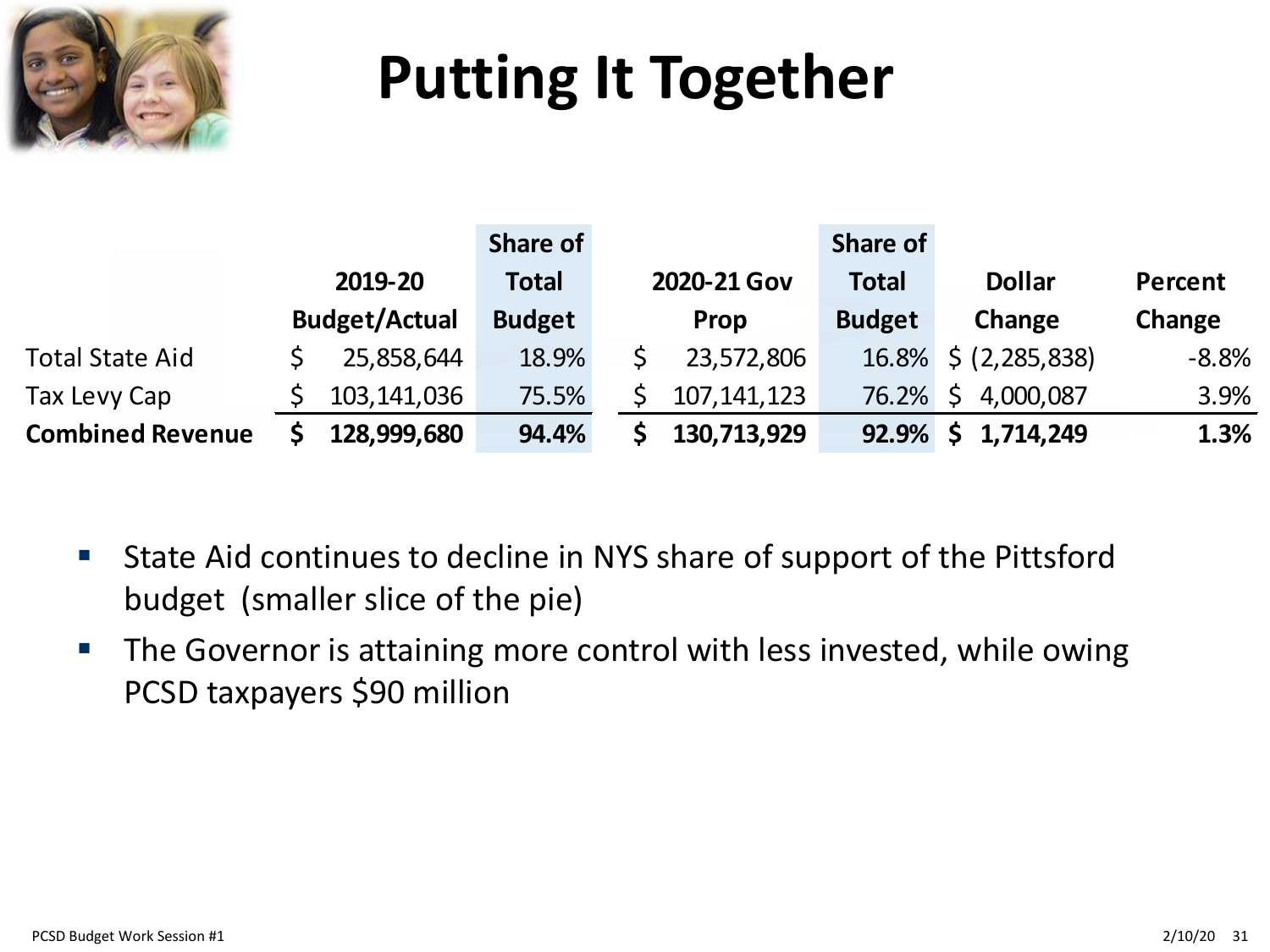# Putting It Together

| | 2019-20 Budget/Actual | Share of Total Budget | 2020-21 Gov Prop | Share of Total Budget | Dollar Change | Percent Change |
|---|---|---|---|---|---|---|
| Total State Aid | $ 25,858,644 | 18.9% | $ 23,572,806 | 16.8% | $ (2,285,838) | -8.8% |
| Tax Levy Cap | $ 103,141,036 | 75.5% | $ 107,141,123 | 76.2% | $ 4,000,087 | 3.9% |
| **Combined Revenue** | **$ 128,999,680** | **94.4%** | **$ 130,713,929** | **92.9%** | **$ 1,714,249** | **1.3%** |

- State Aid continues to decline in NYS share of support of the Pittsford budget (smaller slice of the pie)
- The Governor is attaining more control with less invested, while owing PCSD taxpayers $90 million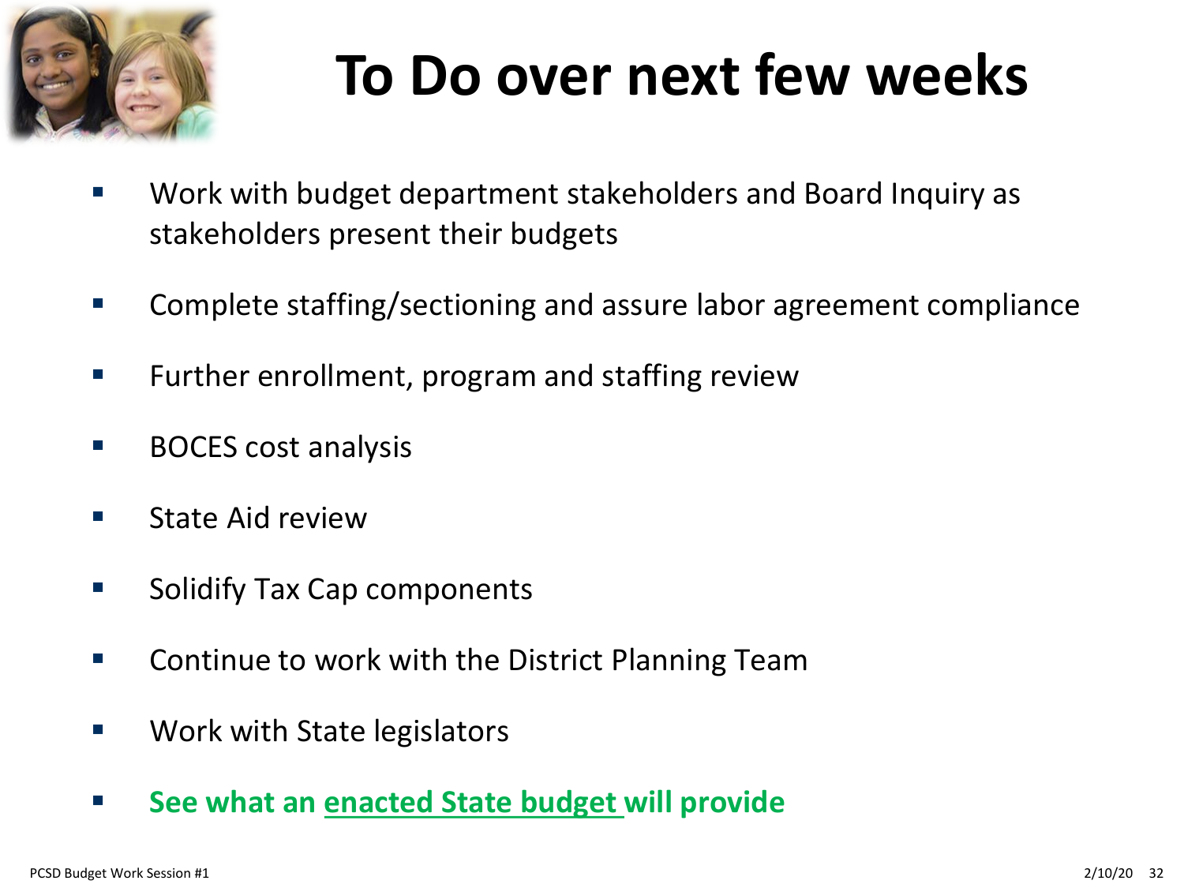# To Do over next few weeks

- Work with budget department stakeholders and Board Inquiry as stakeholders present their budgets
- Complete staffing/sectioning and assure labor agreement compliance
- Further enrollment, program and staffing review
- BOCES cost analysis
- State Aid review
- Solidify Tax Cap components
- Continue to work with the District Planning Team
- Work with State legislators
- **See what an enacted State budget will provide**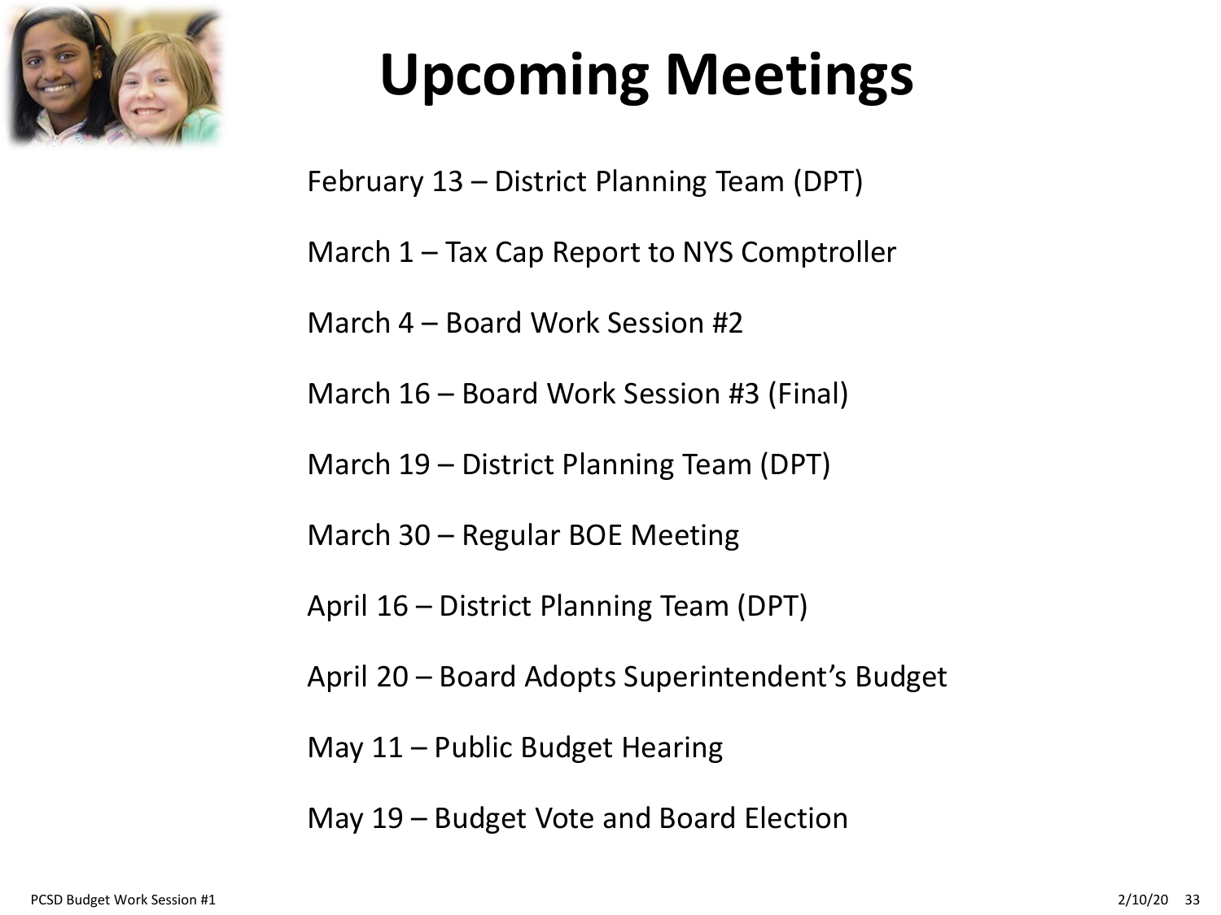# Upcoming Meetings

February 13 – District Planning Team (DPT)

March 1 – Tax Cap Report to NYS Comptroller

March 4 – Board Work Session #2

March 16 – Board Work Session #3 (Final)

March 19 – District Planning Team (DPT)

March 30 – Regular BOE Meeting

April 16 – District Planning Team (DPT)

April 20 – Board Adopts Superintendent's Budget

May 11 – Public Budget Hearing

May 19 – Budget Vote and Board Election